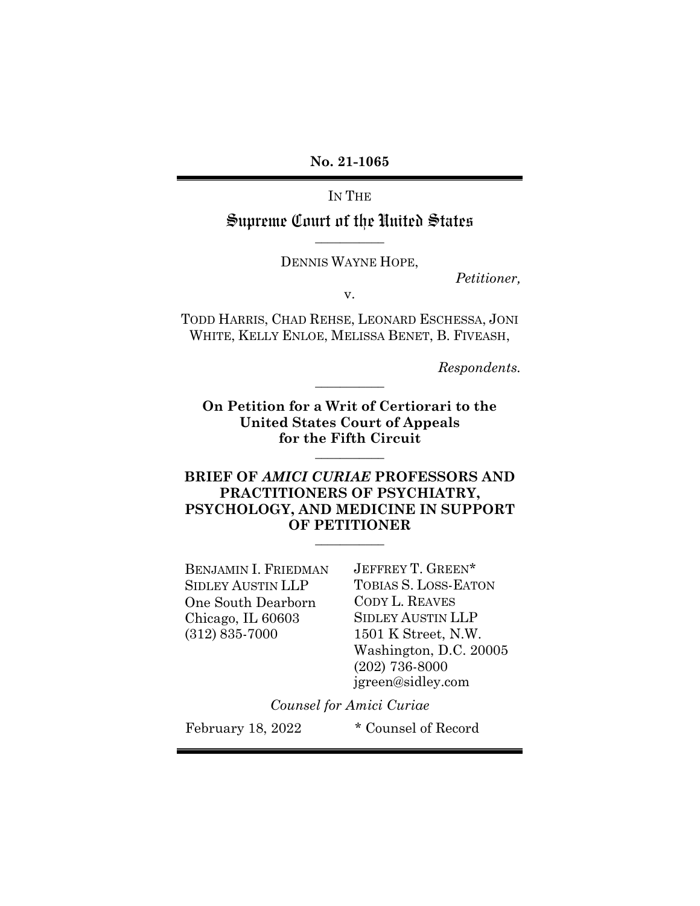**No. 21-1065**

IN THE

# Supreme Court of the United States

DENNIS WAYNE HOPE,

*Petitioner,*

v.

TODD HARRIS, CHAD REHSE, LEONARD ESCHESSA, JONI WHITE, KELLY ENLOE, MELISSA BENET, B. FIVEASH,

*Respondents.*

**On Petition for a Writ of Certiorari to the United States Court of Appeals for the Fifth Circuit**

## BRIEF OF *AMICI CURIAE* PROFESSORS AND PRACTITIONERS OF PSYCHIATRY, PSYCHOLOGY, AND MEDICINE IN SUPPORT OF PETITIONER

BENJAMIN I. FRIEDMAN
SIDLEY AUSTIN LLP
One South Dearborn
Chicago, IL 60603
(312) 835-7000

JEFFREY T. GREEN*
TOBIAS S. LOSS-EATON
CODY L. REAVES
SIDLEY AUSTIN LLP
1501 K Street, N.W.
Washington, D.C. 20005
(202) 736-8000
jgreen@sidley.com

*Counsel for Amici Curiae*

February 18, 2022

* Counsel of Record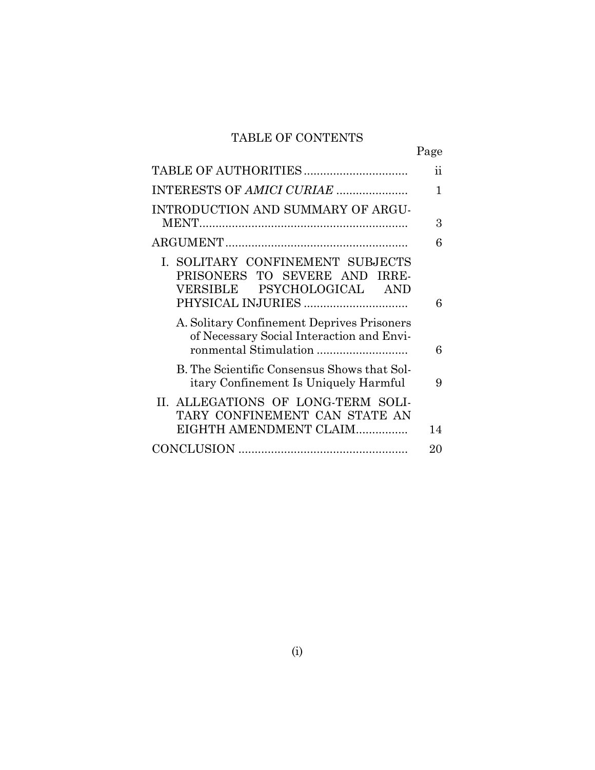# TABLE OF CONTENTS

| | Page |
|---|---|
| TABLE OF AUTHORITIES | ii |
| INTERESTS OF *AMICI CURIAE* | 1 |
| INTRODUCTION AND SUMMARY OF ARGUMENT | 3 |
| ARGUMENT | 6 |
| I. SOLITARY CONFINEMENT SUBJECTS PRISONERS TO SEVERE AND IRREVERSIBLE PSYCHOLOGICAL AND PHYSICAL INJURIES | 6 |
| A. Solitary Confinement Deprives Prisoners of Necessary Social Interaction and Environmental Stimulation | 6 |
| B. The Scientific Consensus Shows that Solitary Confinement Is Uniquely Harmful | 9 |
| II. ALLEGATIONS OF LONG-TERM SOLITARY CONFINEMENT CAN STATE AN EIGHTH AMENDMENT CLAIM | 14 |
| CONCLUSION | 20 |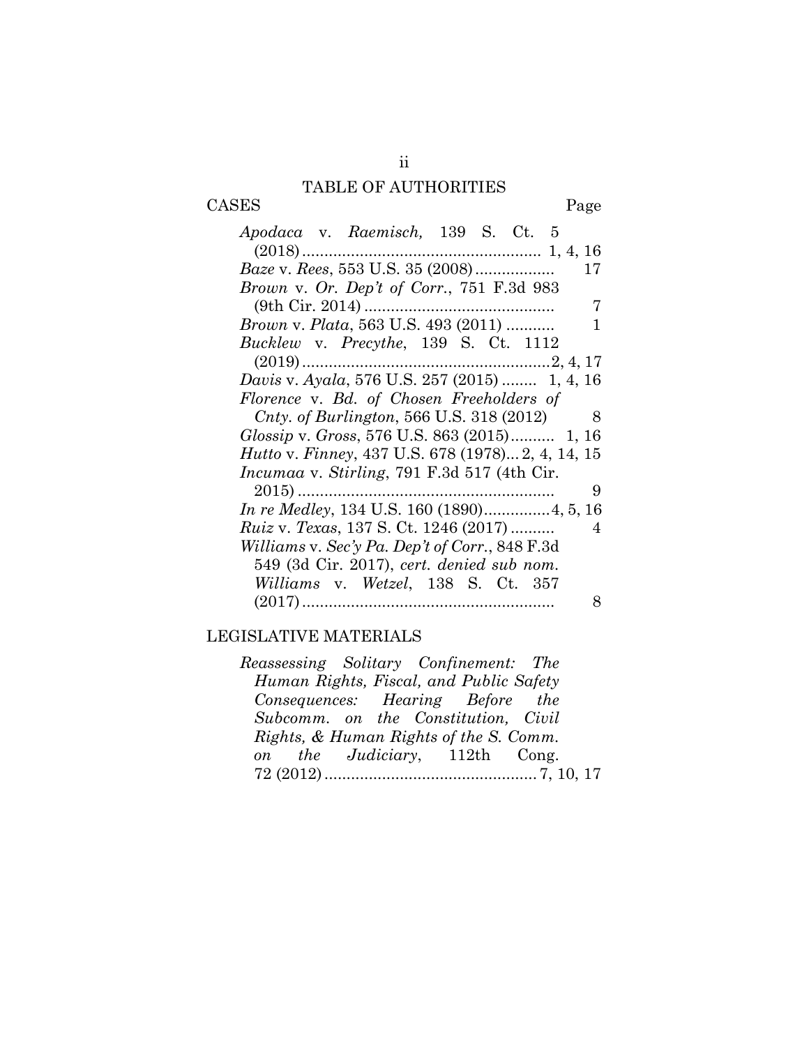# TABLE OF AUTHORITIES

CASES | Page
---|---
*Apodaca* v. *Raemisch,* 139 S. Ct. 5 (2018) | 1, 4, 16
*Baze* v. *Rees*, 553 U.S. 35 (2008) | 17
*Brown* v. *Or. Dep't of Corr.*, 751 F.3d 983 (9th Cir. 2014) | 7
*Brown* v. *Plata*, 563 U.S. 493 (2011) | 1
*Bucklew* v. *Precythe*, 139 S. Ct. 1112 (2019) | 2, 4, 17
*Davis* v. *Ayala*, 576 U.S. 257 (2015) | 1, 4, 16
*Florence* v. *Bd. of Chosen Freeholders of Cnty. of Burlington*, 566 U.S. 318 (2012) | 8
*Glossip* v. *Gross*, 576 U.S. 863 (2015) | 1, 16
*Hutto* v. *Finney*, 437 U.S. 678 (1978) | 2, 4, 14, 15
*Incumaa* v. *Stirling*, 791 F.3d 517 (4th Cir. 2015) | 9
*In re Medley*, 134 U.S. 160 (1890) | 4, 5, 16
*Ruiz* v. *Texas*, 137 S. Ct. 1246 (2017) | 4
*Williams* v. *Sec'y Pa. Dep't of Corr.*, 848 F.3d 549 (3d Cir. 2017), *cert. denied sub nom. Williams* v. *Wetzel*, 138 S. Ct. 357 (2017) | 8

LEGISLATIVE MATERIALS | 
---|---
*Reassessing Solitary Confinement: The Human Rights, Fiscal, and Public Safety Consequences: Hearing Before the Subcomm. on the Constitution, Civil Rights, & Human Rights of the S. Comm. on the Judiciary*, 112th Cong. 72 (2012) | 7, 10, 17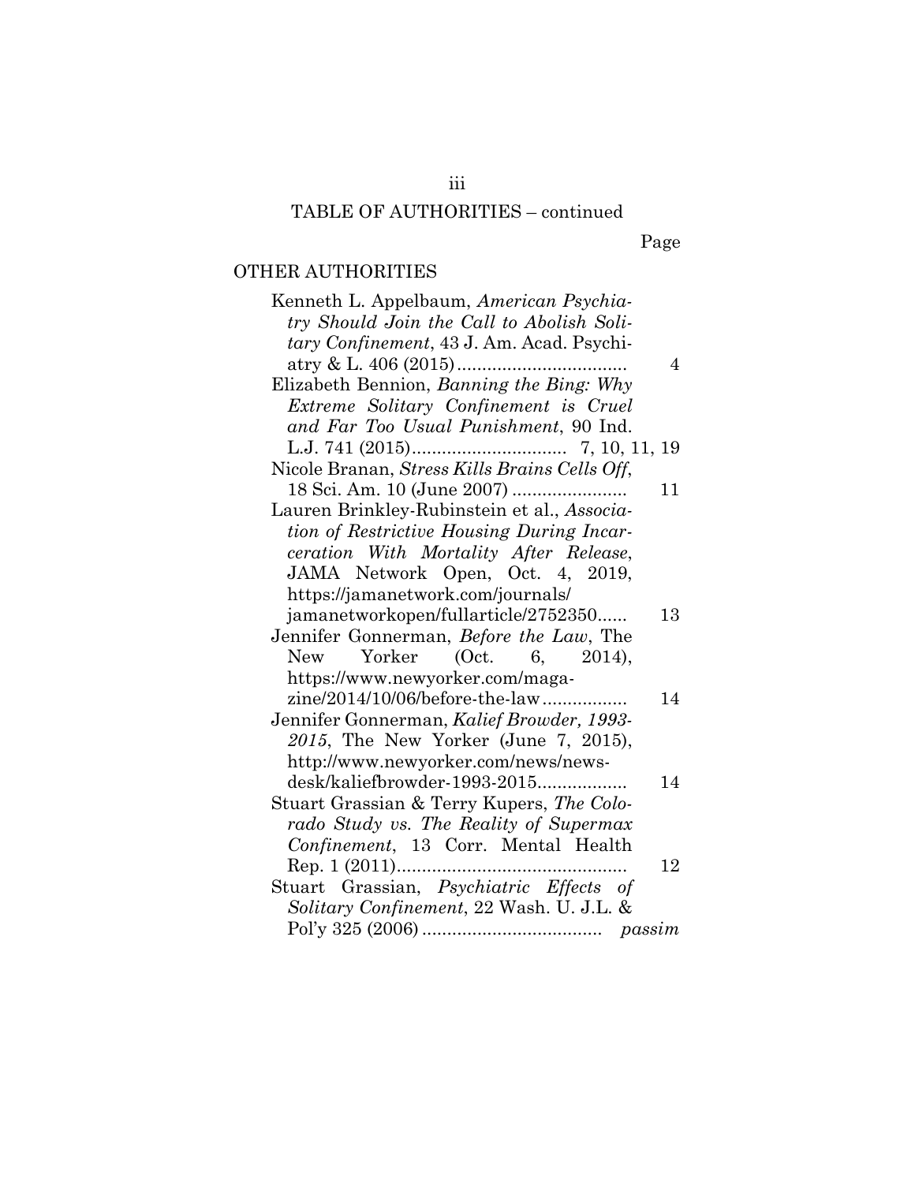TABLE OF AUTHORITIES – continued

Page

OTHER AUTHORITIES

Kenneth L. Appelbaum, *American Psychiatry Should Join the Call to Abolish Solitary Confinement*, 43 J. Am. Acad. Psychiatry & L. 406 (2015) .................................. 4

Elizabeth Bennion, *Banning the Bing: Why Extreme Solitary Confinement is Cruel and Far Too Usual Punishment*, 90 Ind. L.J. 741 (2015)............................... 7, 10, 11, 19

Nicole Branan, *Stress Kills Brains Cells Off*, 18 Sci. Am. 10 (June 2007) ....................... 11

Lauren Brinkley-Rubinstein et al., *Association of Restrictive Housing During Incarceration With Mortality After Release*, JAMA Network Open, Oct. 4, 2019, https://jamanetwork.com/journals/jamanetworkopen/fullarticle/2752350...... 13

Jennifer Gonnerman, *Before the Law*, The New Yorker (Oct. 6, 2014), https://www.newyorker.com/magazine/2014/10/06/before-the-law................. 14

Jennifer Gonnerman, *Kalief Browder, 1993-2015*, The New Yorker (June 7, 2015), http://www.newyorker.com/news/news-desk/kaliefbrowder-1993-2015.................. 14

Stuart Grassian & Terry Kupers, *The Colorado Study vs. The Reality of Supermax Confinement*, 13 Corr. Mental Health Rep. 1 (2011)............................................. 12

Stuart Grassian, *Psychiatric Effects of Solitary Confinement*, 22 Wash. U. J.L. & Pol'y 325 (2006) .................................... *passim*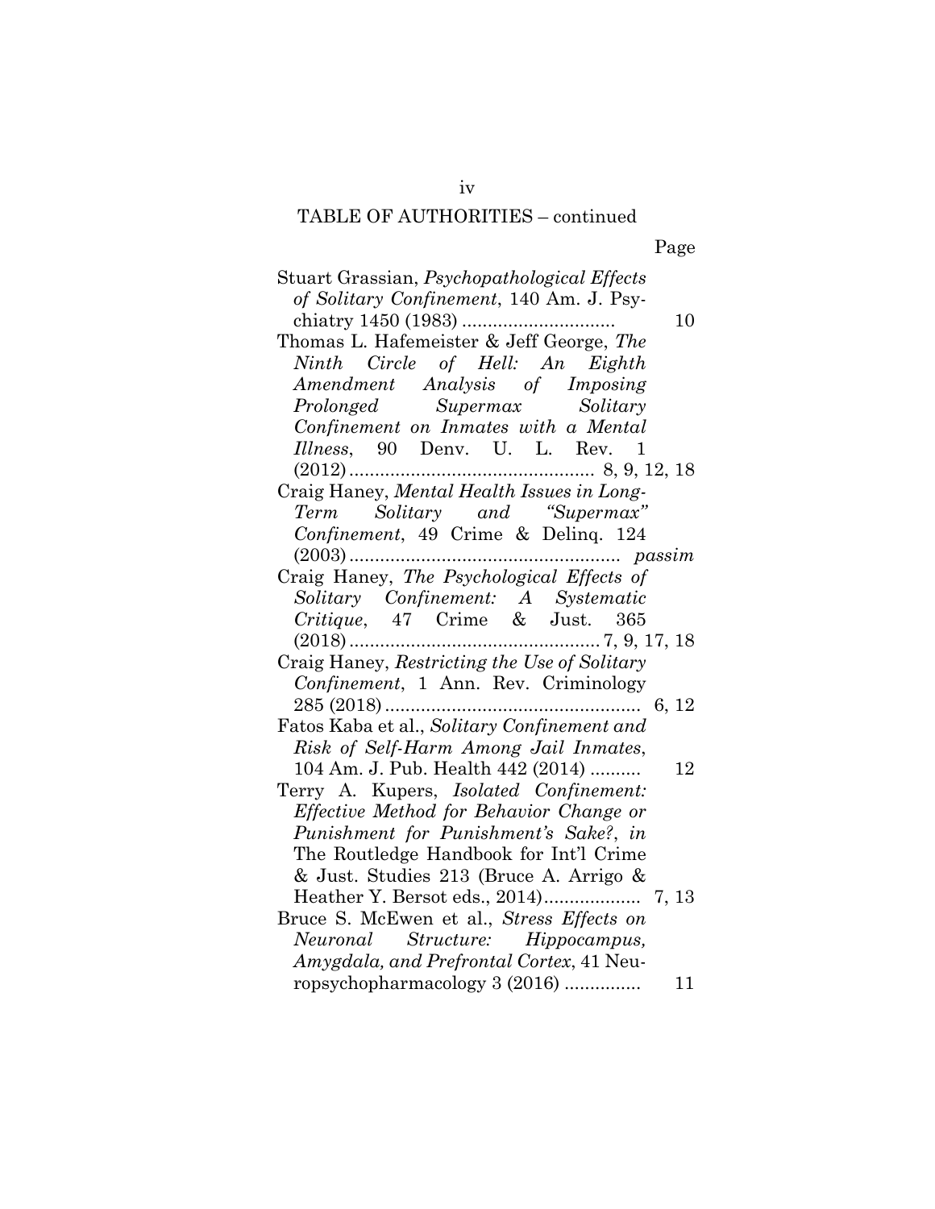## TABLE OF AUTHORITIES – continued

Page

Stuart Grassian, *Psychopathological Effects of Solitary Confinement*, 140 Am. J. Psychiatry 1450 (1983) ............................. 10

Thomas L. Hafemeister & Jeff George, *The Ninth Circle of Hell: An Eighth Amendment Analysis of Imposing Prolonged Supermax Solitary Confinement on Inmates with a Mental Illness*, 90 Denv. U. L. Rev. 1 (2012) ................................................ 8, 9, 12, 18

Craig Haney, *Mental Health Issues in Long-Term Solitary and "Supermax" Confinement*, 49 Crime & Delinq. 124 (2003) ..................................................... *passim*

Craig Haney, *The Psychological Effects of Solitary Confinement: A Systematic Critique*, 47 Crime & Just. 365 (2018) ................................................. 7, 9, 17, 18

Craig Haney, *Restricting the Use of Solitary Confinement*, 1 Ann. Rev. Criminology 285 (2018) .................................................. 6, 12

Fatos Kaba et al., *Solitary Confinement and Risk of Self-Harm Among Jail Inmates*, 104 Am. J. Pub. Health 442 (2014) .......... 12

Terry A. Kupers, *Isolated Confinement: Effective Method for Behavior Change or Punishment for Punishment's Sake?*, *in* The Routledge Handbook for Int'l Crime & Just. Studies 213 (Bruce A. Arrigo & Heather Y. Bersot eds., 2014).................. 7, 13

Bruce S. McEwen et al., *Stress Effects on Neuronal Structure: Hippocampus, Amygdala, and Prefrontal Cortex*, 41 Neuropsychopharmacology 3 (2016) ............... 11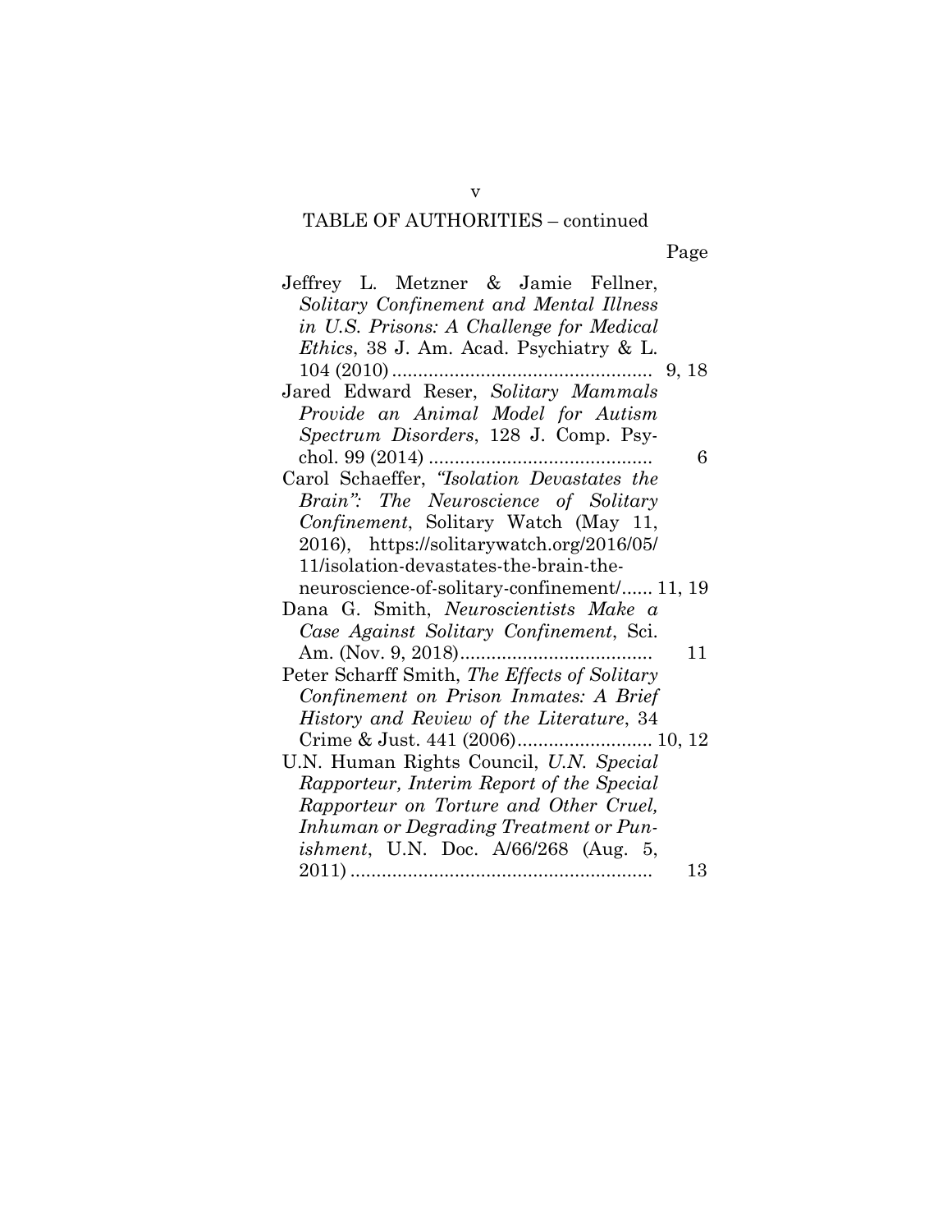TABLE OF AUTHORITIES – continued

Page

Jeffrey L. Metzner & Jamie Fellner, *Solitary Confinement and Mental Illness in U.S. Prisons: A Challenge for Medical Ethics*, 38 J. Am. Acad. Psychiatry & L. 104 (2010) .................................................. 9, 18

Jared Edward Reser, *Solitary Mammals Provide an Animal Model for Autism Spectrum Disorders*, 128 J. Comp. Psychol. 99 (2014) .......................................... 6

Carol Schaeffer, *"Isolation Devastates the Brain": The Neuroscience of Solitary Confinement*, Solitary Watch (May 11, 2016), https://solitarywatch.org/2016/05/11/isolation-devastates-the-brain-the-neuroscience-of-solitary-confinement/...... 11, 19

Dana G. Smith, *Neuroscientists Make a Case Against Solitary Confinement*, Sci. Am. (Nov. 9, 2018)..................................... 11

Peter Scharff Smith, *The Effects of Solitary Confinement on Prison Inmates: A Brief History and Review of the Literature*, 34 Crime & Just. 441 (2006).......................... 10, 12

U.N. Human Rights Council, *U.N. Special Rapporteur, Interim Report of the Special Rapporteur on Torture and Other Cruel, Inhuman or Degrading Treatment or Punishment*, U.N. Doc. A/66/268 (Aug. 5, 2011) .......................................................... 13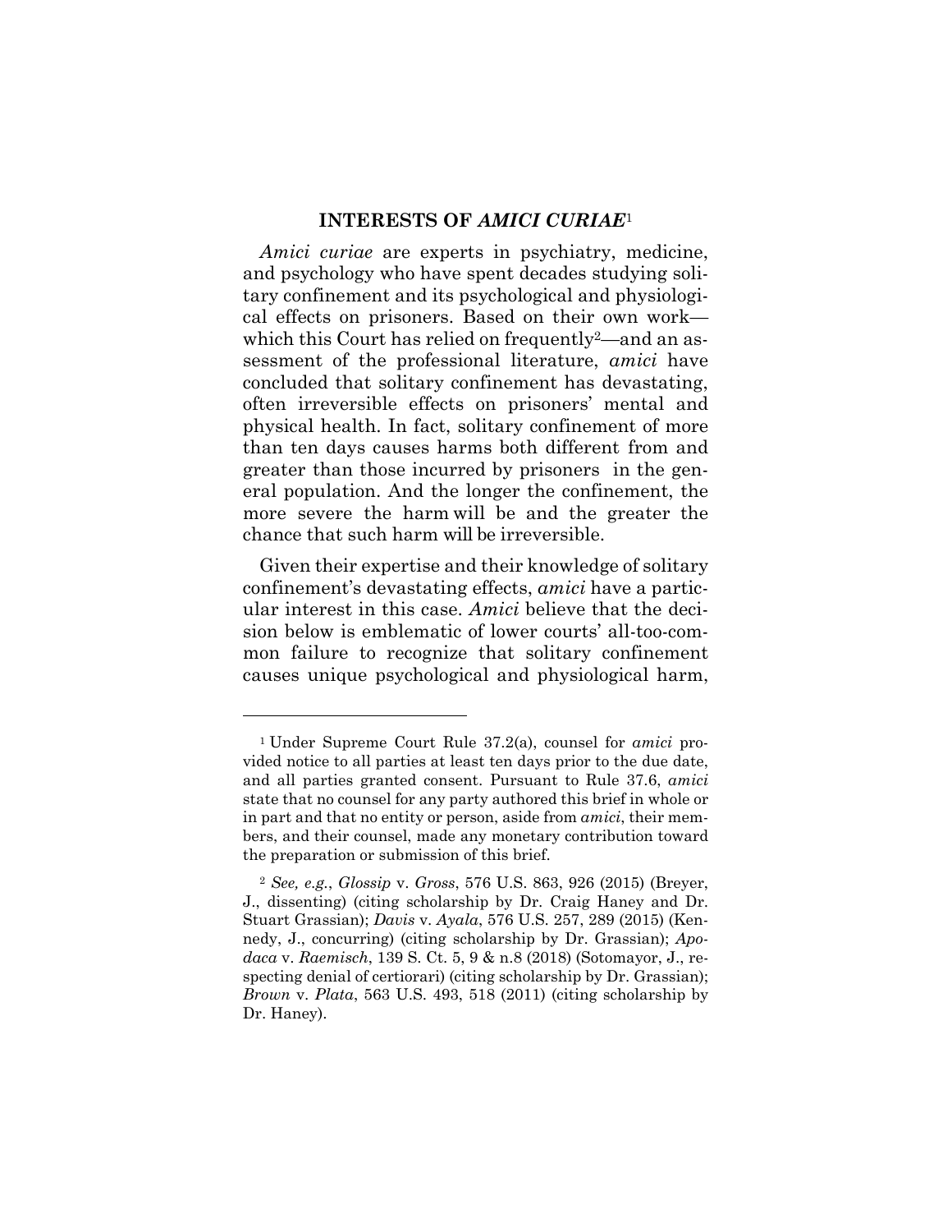## INTERESTS OF *AMICI CURIAE*[1]

*Amici curiae* are experts in psychiatry, medicine, and psychology who have spent decades studying solitary confinement and its psychological and physiological effects on prisoners. Based on their own work—which this Court has relied on frequently[2]—and an assessment of the professional literature, *amici* have concluded that solitary confinement has devastating, often irreversible effects on prisoners' mental and physical health. In fact, solitary confinement of more than ten days causes harms both different from and greater than those incurred by prisoners in the general population. And the longer the confinement, the more severe the harm will be and the greater the chance that such harm will be irreversible.

Given their expertise and their knowledge of solitary confinement's devastating effects, *amici* have a particular interest in this case. *Amici* believe that the decision below is emblematic of lower courts' all-too-common failure to recognize that solitary confinement causes unique psychological and physiological harm,

---

[1] Under Supreme Court Rule 37.2(a), counsel for *amici* provided notice to all parties at least ten days prior to the due date, and all parties granted consent. Pursuant to Rule 37.6, *amici* state that no counsel for any party authored this brief in whole or in part and that no entity or person, aside from *amici*, their members, and their counsel, made any monetary contribution toward the preparation or submission of this brief.

[2] *See, e.g.*, *Glossip* v. *Gross*, 576 U.S. 863, 926 (2015) (Breyer, J., dissenting) (citing scholarship by Dr. Craig Haney and Dr. Stuart Grassian); *Davis* v. *Ayala*, 576 U.S. 257, 289 (2015) (Kennedy, J., concurring) (citing scholarship by Dr. Grassian); *Apodaca* v. *Raemisch*, 139 S. Ct. 5, 9 & n.8 (2018) (Sotomayor, J., respecting denial of certiorari) (citing scholarship by Dr. Grassian); *Brown* v. *Plata*, 563 U.S. 493, 518 (2011) (citing scholarship by Dr. Haney).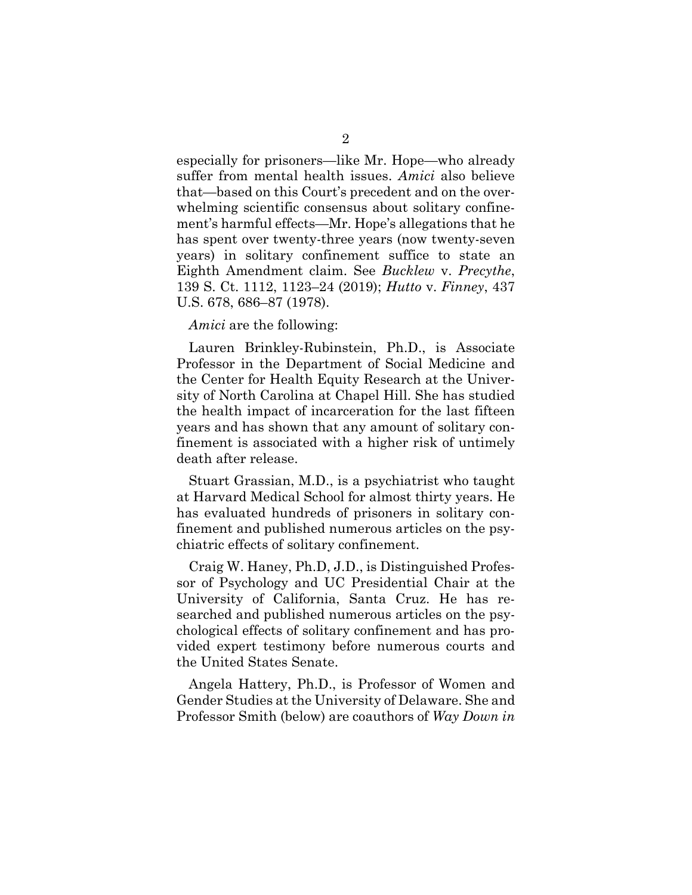especially for prisoners—like Mr. Hope—who already suffer from mental health issues. *Amici* also believe that—based on this Court's precedent and on the overwhelming scientific consensus about solitary confinement's harmful effects—Mr. Hope's allegations that he has spent over twenty-three years (now twenty-seven years) in solitary confinement suffice to state an Eighth Amendment claim. See *Bucklew* v. *Precythe*, 139 S. Ct. 1112, 1123–24 (2019); *Hutto* v. *Finney*, 437 U.S. 678, 686–87 (1978).

*Amici* are the following:

Lauren Brinkley-Rubinstein, Ph.D., is Associate Professor in the Department of Social Medicine and the Center for Health Equity Research at the University of North Carolina at Chapel Hill. She has studied the health impact of incarceration for the last fifteen years and has shown that any amount of solitary confinement is associated with a higher risk of untimely death after release.

Stuart Grassian, M.D., is a psychiatrist who taught at Harvard Medical School for almost thirty years. He has evaluated hundreds of prisoners in solitary confinement and published numerous articles on the psychiatric effects of solitary confinement.

Craig W. Haney, Ph.D, J.D., is Distinguished Professor of Psychology and UC Presidential Chair at the University of California, Santa Cruz. He has researched and published numerous articles on the psychological effects of solitary confinement and has provided expert testimony before numerous courts and the United States Senate.

Angela Hattery, Ph.D., is Professor of Women and Gender Studies at the University of Delaware. She and Professor Smith (below) are coauthors of *Way Down in*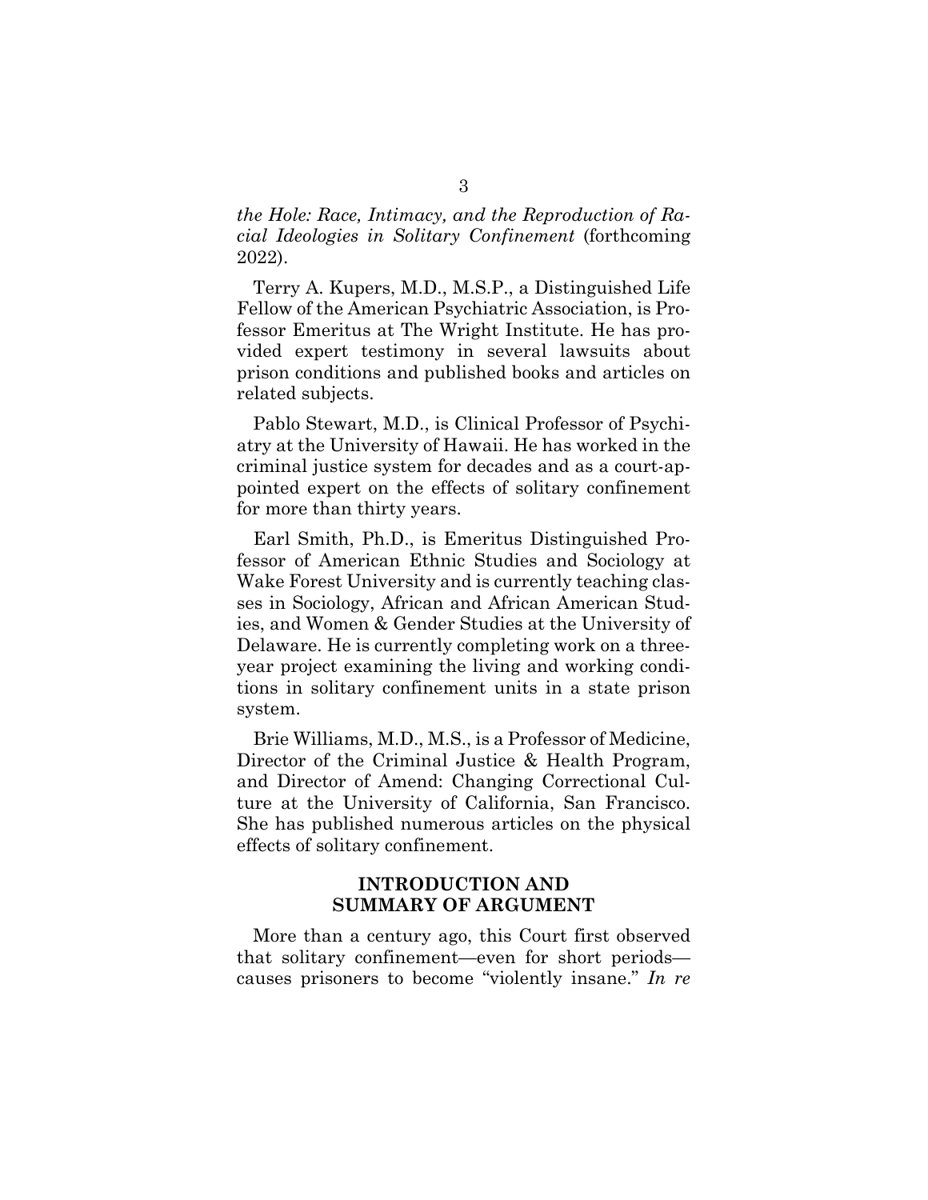*the Hole: Race, Intimacy, and the Reproduction of Racial Ideologies in Solitary Confinement* (forthcoming 2022).

Terry A. Kupers, M.D., M.S.P., a Distinguished Life Fellow of the American Psychiatric Association, is Professor Emeritus at The Wright Institute. He has provided expert testimony in several lawsuits about prison conditions and published books and articles on related subjects.

Pablo Stewart, M.D., is Clinical Professor of Psychiatry at the University of Hawaii. He has worked in the criminal justice system for decades and as a court-appointed expert on the effects of solitary confinement for more than thirty years.

Earl Smith, Ph.D., is Emeritus Distinguished Professor of American Ethnic Studies and Sociology at Wake Forest University and is currently teaching classes in Sociology, African and African American Studies, and Women & Gender Studies at the University of Delaware. He is currently completing work on a three-year project examining the living and working conditions in solitary confinement units in a state prison system.

Brie Williams, M.D., M.S., is a Professor of Medicine, Director of the Criminal Justice & Health Program, and Director of Amend: Changing Correctional Culture at the University of California, San Francisco. She has published numerous articles on the physical effects of solitary confinement.

## INTRODUCTION AND SUMMARY OF ARGUMENT

More than a century ago, this Court first observed that solitary confinement—even for short periods—causes prisoners to become "violently insane." *In re*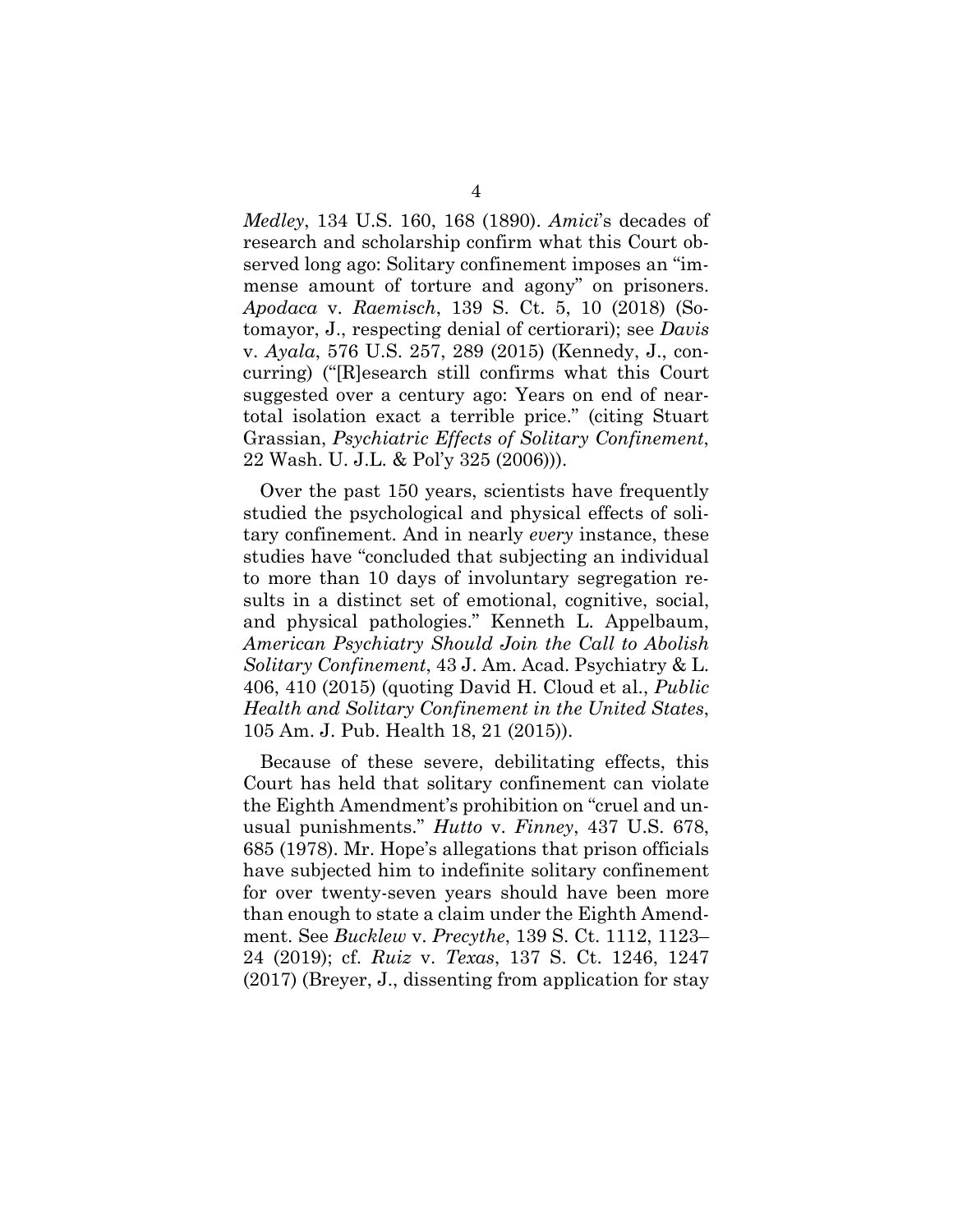*Medley*, 134 U.S. 160, 168 (1890). *Amici*'s decades of research and scholarship confirm what this Court observed long ago: Solitary confinement imposes an "immense amount of torture and agony" on prisoners. *Apodaca* v. *Raemisch*, 139 S. Ct. 5, 10 (2018) (Sotomayor, J., respecting denial of certiorari); see *Davis* v. *Ayala*, 576 U.S. 257, 289 (2015) (Kennedy, J., concurring) ("[R]esearch still confirms what this Court suggested over a century ago: Years on end of near-total isolation exact a terrible price." (citing Stuart Grassian, *Psychiatric Effects of Solitary Confinement*, 22 Wash. U. J.L. & Pol'y 325 (2006))).

Over the past 150 years, scientists have frequently studied the psychological and physical effects of solitary confinement. And in nearly *every* instance, these studies have "concluded that subjecting an individual to more than 10 days of involuntary segregation results in a distinct set of emotional, cognitive, social, and physical pathologies." Kenneth L. Appelbaum, *American Psychiatry Should Join the Call to Abolish Solitary Confinement*, 43 J. Am. Acad. Psychiatry & L. 406, 410 (2015) (quoting David H. Cloud et al., *Public Health and Solitary Confinement in the United States*, 105 Am. J. Pub. Health 18, 21 (2015)).

Because of these severe, debilitating effects, this Court has held that solitary confinement can violate the Eighth Amendment's prohibition on "cruel and unusual punishments." *Hutto* v. *Finney*, 437 U.S. 678, 685 (1978). Mr. Hope's allegations that prison officials have subjected him to indefinite solitary confinement for over twenty-seven years should have been more than enough to state a claim under the Eighth Amendment. See *Bucklew* v. *Precythe*, 139 S. Ct. 1112, 1123–24 (2019); cf. *Ruiz* v. *Texas*, 137 S. Ct. 1246, 1247 (2017) (Breyer, J., dissenting from application for stay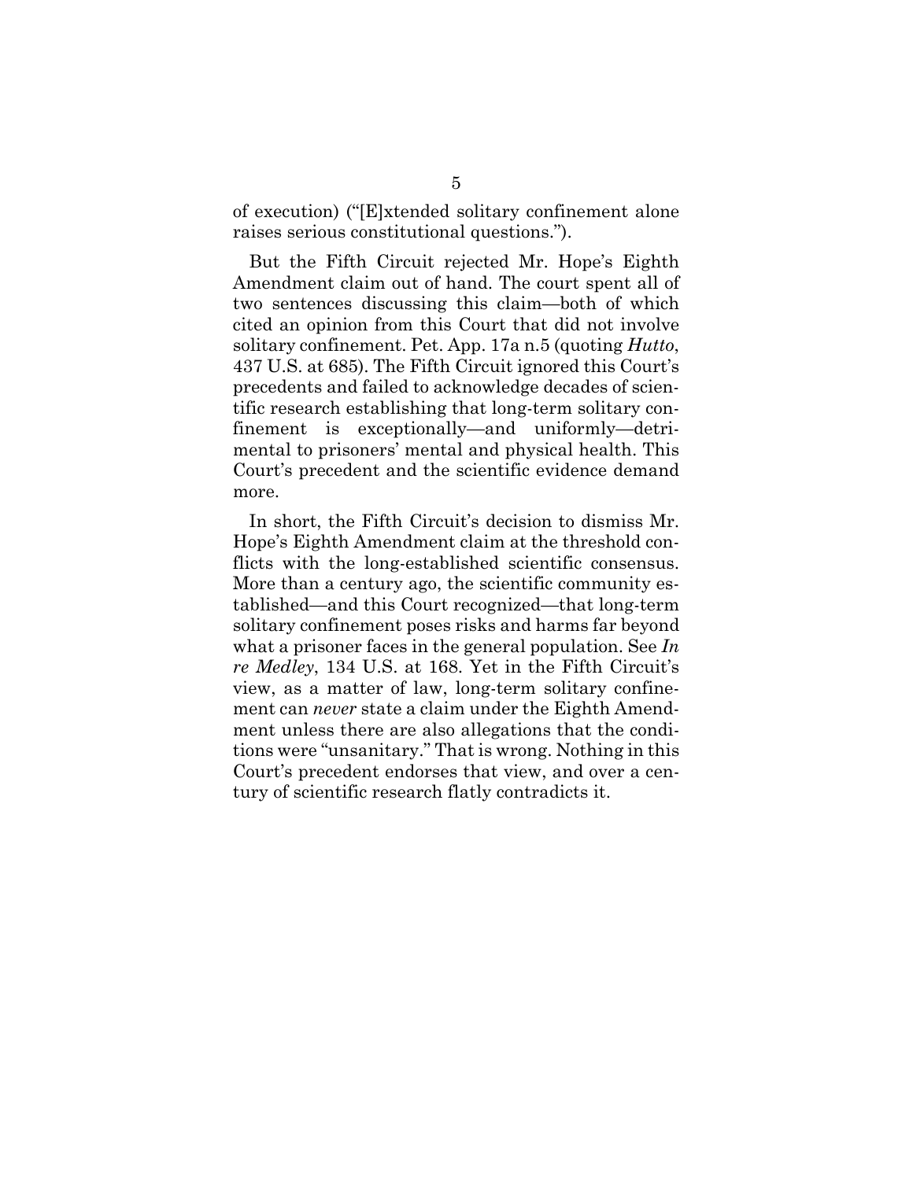of execution) ("[E]xtended solitary confinement alone raises serious constitutional questions.").

But the Fifth Circuit rejected Mr. Hope's Eighth Amendment claim out of hand. The court spent all of two sentences discussing this claim—both of which cited an opinion from this Court that did not involve solitary confinement. Pet. App. 17a n.5 (quoting *Hutto*, 437 U.S. at 685). The Fifth Circuit ignored this Court's precedents and failed to acknowledge decades of scientific research establishing that long-term solitary confinement is exceptionally—and uniformly—detrimental to prisoners' mental and physical health. This Court's precedent and the scientific evidence demand more.

In short, the Fifth Circuit's decision to dismiss Mr. Hope's Eighth Amendment claim at the threshold conflicts with the long-established scientific consensus. More than a century ago, the scientific community established—and this Court recognized—that long-term solitary confinement poses risks and harms far beyond what a prisoner faces in the general population. See *In re Medley*, 134 U.S. at 168. Yet in the Fifth Circuit's view, as a matter of law, long-term solitary confinement can *never* state a claim under the Eighth Amendment unless there are also allegations that the conditions were "unsanitary." That is wrong. Nothing in this Court's precedent endorses that view, and over a century of scientific research flatly contradicts it.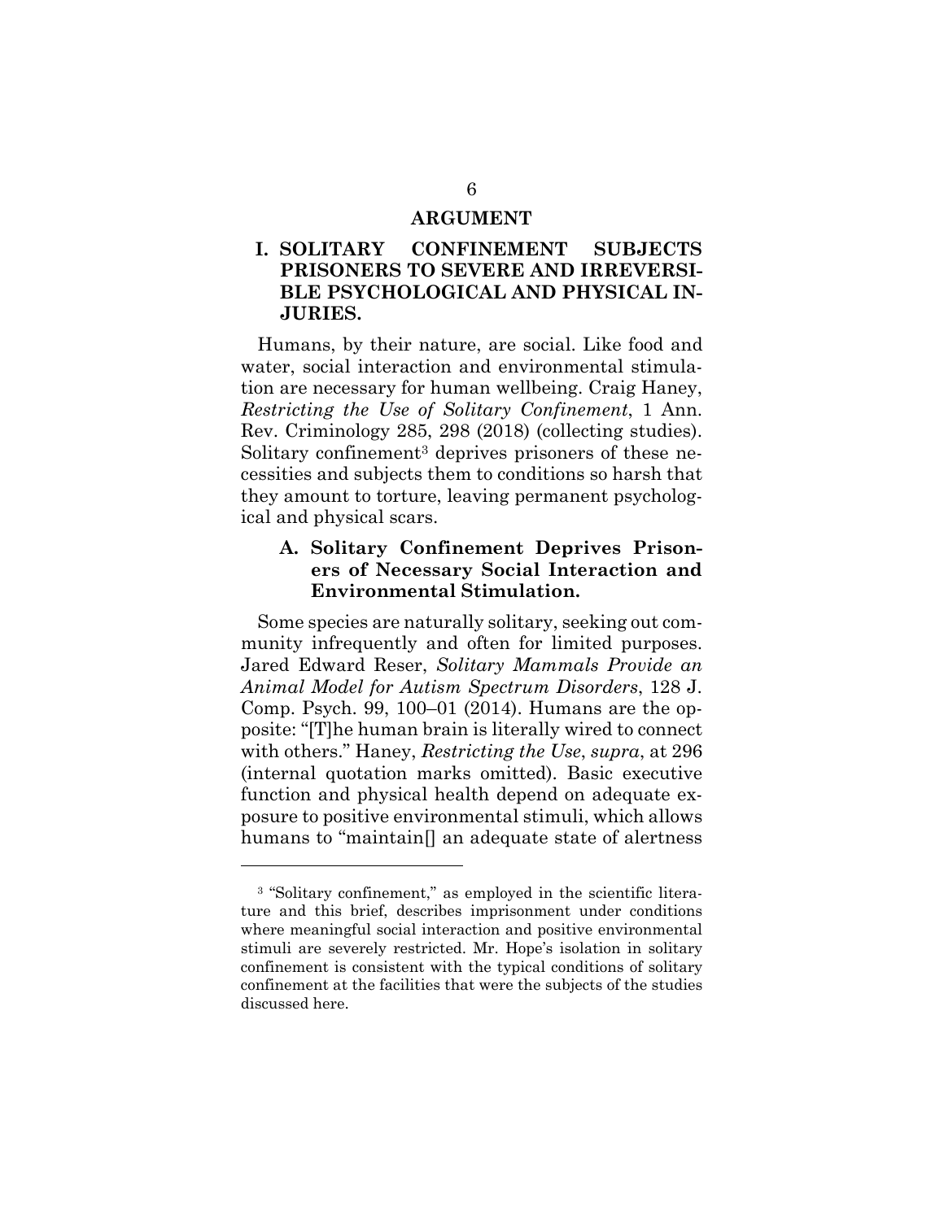# ARGUMENT

## I. SOLITARY CONFINEMENT SUBJECTS PRISONERS TO SEVERE AND IRREVERSIBLE PSYCHOLOGICAL AND PHYSICAL INJURIES.

Humans, by their nature, are social. Like food and water, social interaction and environmental stimulation are necessary for human wellbeing. Craig Haney, *Restricting the Use of Solitary Confinement*, 1 Ann. Rev. Criminology 285, 298 (2018) (collecting studies). Solitary confinement[3] deprives prisoners of these necessities and subjects them to conditions so harsh that they amount to torture, leaving permanent psychological and physical scars.

### A. Solitary Confinement Deprives Prisoners of Necessary Social Interaction and Environmental Stimulation.

Some species are naturally solitary, seeking out community infrequently and often for limited purposes. Jared Edward Reser, *Solitary Mammals Provide an Animal Model for Autism Spectrum Disorders*, 128 J. Comp. Psych. 99, 100–01 (2014). Humans are the opposite: "[T]he human brain is literally wired to connect with others." Haney, *Restricting the Use*, *supra*, at 296 (internal quotation marks omitted). Basic executive function and physical health depend on adequate exposure to positive environmental stimuli, which allows humans to "maintain[] an adequate state of alertness

---

[3] "Solitary confinement," as employed in the scientific literature and this brief, describes imprisonment under conditions where meaningful social interaction and positive environmental stimuli are severely restricted. Mr. Hope's isolation in solitary confinement is consistent with the typical conditions of solitary confinement at the facilities that were the subjects of the studies discussed here.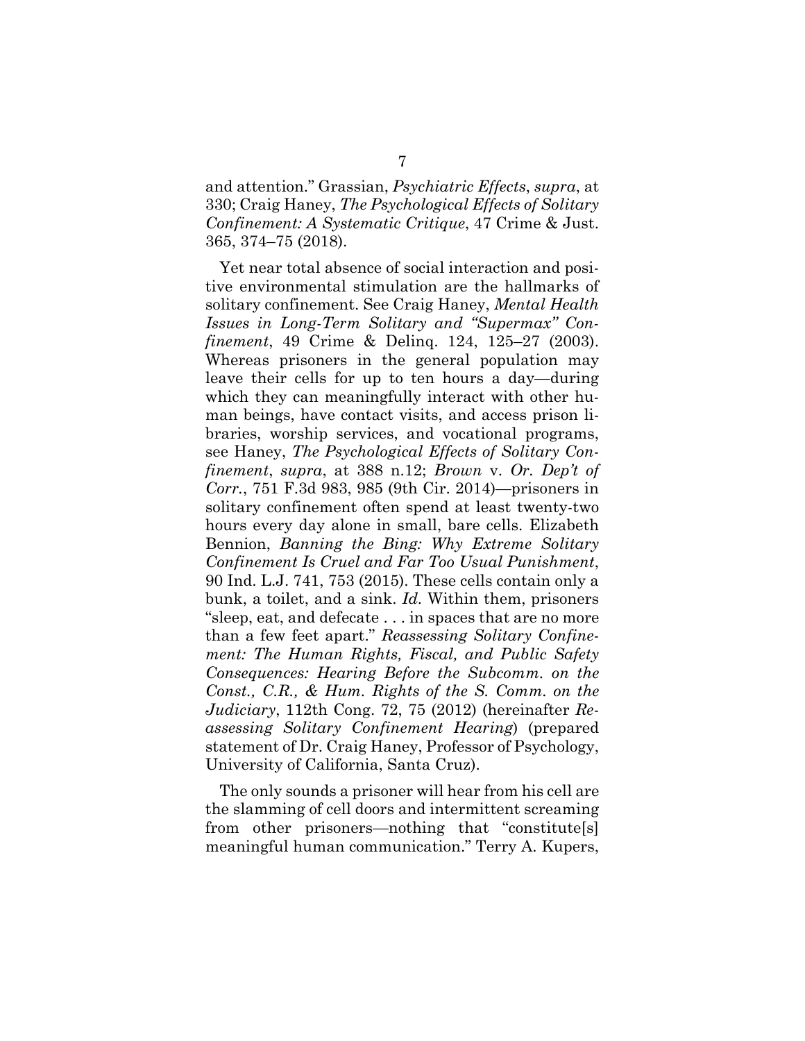and attention." Grassian, *Psychiatric Effects*, *supra*, at 330; Craig Haney, *The Psychological Effects of Solitary Confinement: A Systematic Critique*, 47 Crime & Just. 365, 374–75 (2018).

Yet near total absence of social interaction and positive environmental stimulation are the hallmarks of solitary confinement. See Craig Haney, *Mental Health Issues in Long-Term Solitary and "Supermax" Confinement*, 49 Crime & Delinq. 124, 125–27 (2003). Whereas prisoners in the general population may leave their cells for up to ten hours a day—during which they can meaningfully interact with other human beings, have contact visits, and access prison libraries, worship services, and vocational programs, see Haney, *The Psychological Effects of Solitary Confinement*, *supra*, at 388 n.12; *Brown* v. *Or. Dep't of Corr.*, 751 F.3d 983, 985 (9th Cir. 2014)—prisoners in solitary confinement often spend at least twenty-two hours every day alone in small, bare cells. Elizabeth Bennion, *Banning the Bing: Why Extreme Solitary Confinement Is Cruel and Far Too Usual Punishment*, 90 Ind. L.J. 741, 753 (2015). These cells contain only a bunk, a toilet, and a sink. *Id.* Within them, prisoners "sleep, eat, and defecate . . . in spaces that are no more than a few feet apart." *Reassessing Solitary Confinement: The Human Rights, Fiscal, and Public Safety Consequences: Hearing Before the Subcomm. on the Const., C.R., & Hum. Rights of the S. Comm. on the Judiciary*, 112th Cong. 72, 75 (2012) (hereinafter *Reassessing Solitary Confinement Hearing*) (prepared statement of Dr. Craig Haney, Professor of Psychology, University of California, Santa Cruz).

The only sounds a prisoner will hear from his cell are the slamming of cell doors and intermittent screaming from other prisoners—nothing that "constitute[s] meaningful human communication." Terry A. Kupers,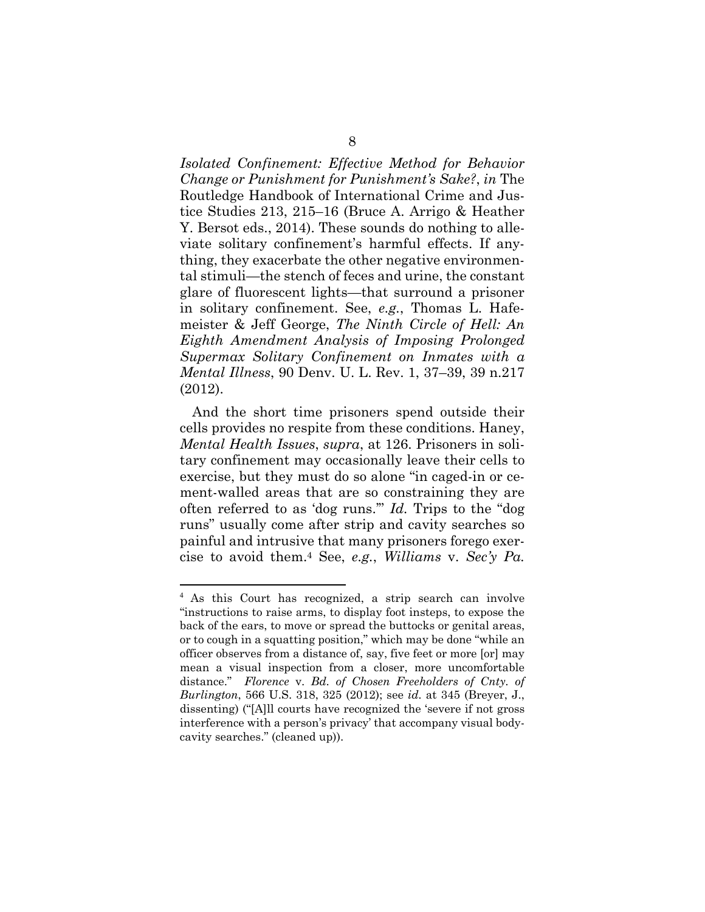*Isolated Confinement: Effective Method for Behavior Change or Punishment for Punishment's Sake?*, *in* The Routledge Handbook of International Crime and Justice Studies 213, 215–16 (Bruce A. Arrigo & Heather Y. Bersot eds., 2014). These sounds do nothing to alleviate solitary confinement's harmful effects. If anything, they exacerbate the other negative environmental stimuli—the stench of feces and urine, the constant glare of fluorescent lights—that surround a prisoner in solitary confinement. See, *e.g.*, Thomas L. Hafemeister & Jeff George, *The Ninth Circle of Hell: An Eighth Amendment Analysis of Imposing Prolonged Supermax Solitary Confinement on Inmates with a Mental Illness*, 90 Denv. U. L. Rev. 1, 37–39, 39 n.217 (2012).

And the short time prisoners spend outside their cells provides no respite from these conditions. Haney, *Mental Health Issues*, *supra*, at 126. Prisoners in solitary confinement may occasionally leave their cells to exercise, but they must do so alone "in caged-in or cement-walled areas that are so constraining they are often referred to as 'dog runs.'" *Id.* Trips to the "dog runs" usually come after strip and cavity searches so painful and intrusive that many prisoners forego exercise to avoid them.[4] See, *e.g.*, *Williams* v. *Sec'y Pa.*

[4] As this Court has recognized, a strip search can involve "instructions to raise arms, to display foot insteps, to expose the back of the ears, to move or spread the buttocks or genital areas, or to cough in a squatting position," which may be done "while an officer observes from a distance of, say, five feet or more [or] may mean a visual inspection from a closer, more uncomfortable distance." *Florence* v. *Bd. of Chosen Freeholders of Cnty. of Burlington*, 566 U.S. 318, 325 (2012); see *id.* at 345 (Breyer, J., dissenting) ("[A]ll courts have recognized the 'severe if not gross interference with a person's privacy' that accompany visual body-cavity searches." (cleaned up)).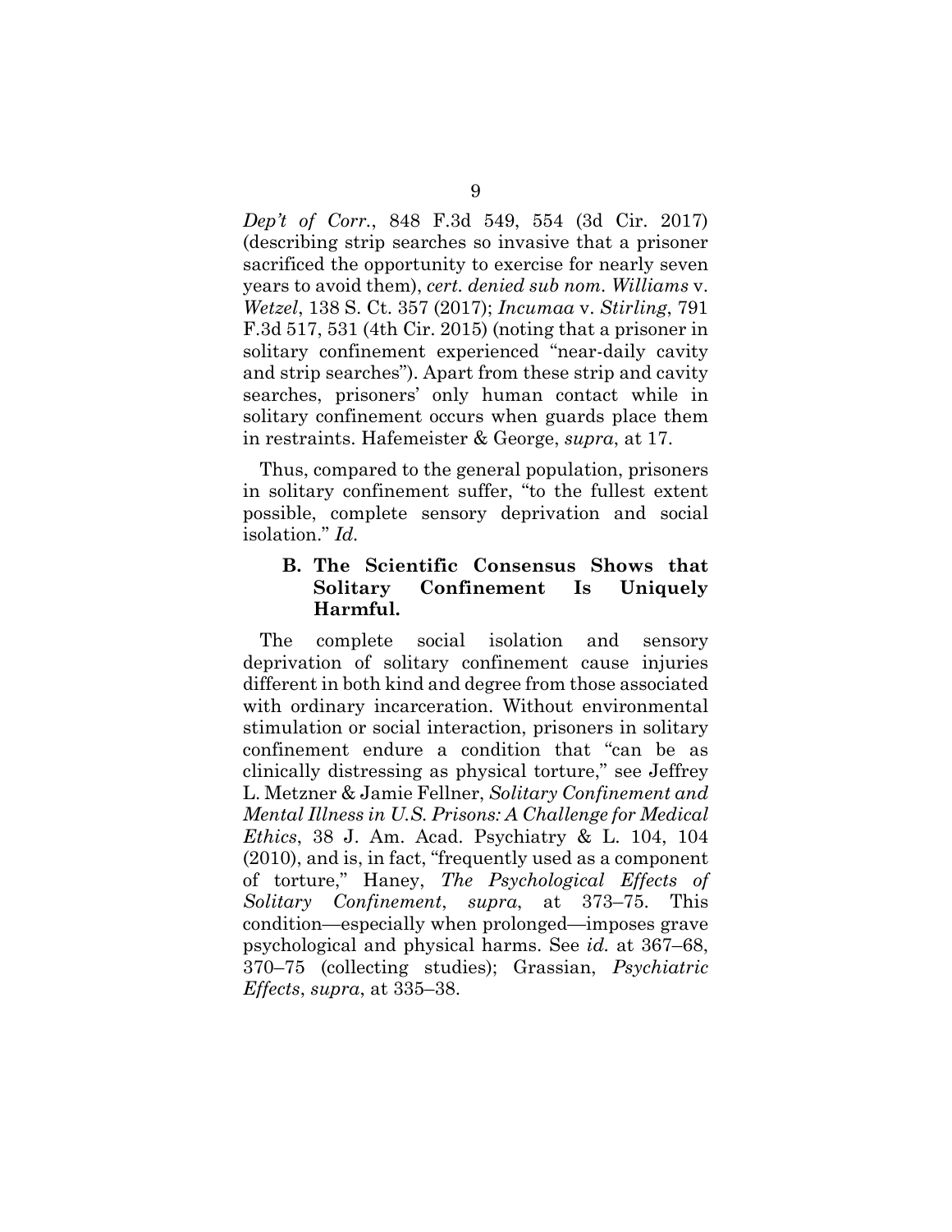*Dep't of Corr.*, 848 F.3d 549, 554 (3d Cir. 2017) (describing strip searches so invasive that a prisoner sacrificed the opportunity to exercise for nearly seven years to avoid them), *cert. denied sub nom. Williams* v. *Wetzel*, 138 S. Ct. 357 (2017); *Incumaa* v. *Stirling*, 791 F.3d 517, 531 (4th Cir. 2015) (noting that a prisoner in solitary confinement experienced "near-daily cavity and strip searches"). Apart from these strip and cavity searches, prisoners' only human contact while in solitary confinement occurs when guards place them in restraints. Hafemeister & George, *supra*, at 17.

Thus, compared to the general population, prisoners in solitary confinement suffer, "to the fullest extent possible, complete sensory deprivation and social isolation." *Id.*

### B. The Scientific Consensus Shows that Solitary Confinement Is Uniquely Harmful.

The complete social isolation and sensory deprivation of solitary confinement cause injuries different in both kind and degree from those associated with ordinary incarceration. Without environmental stimulation or social interaction, prisoners in solitary confinement endure a condition that "can be as clinically distressing as physical torture," see Jeffrey L. Metzner & Jamie Fellner, *Solitary Confinement and Mental Illness in U.S. Prisons: A Challenge for Medical Ethics*, 38 J. Am. Acad. Psychiatry & L. 104, 104 (2010), and is, in fact, "frequently used as a component of torture," Haney, *The Psychological Effects of Solitary Confinement*, *supra*, at 373–75. This condition—especially when prolonged—imposes grave psychological and physical harms. See *id.* at 367–68, 370–75 (collecting studies); Grassian, *Psychiatric Effects*, *supra*, at 335–38.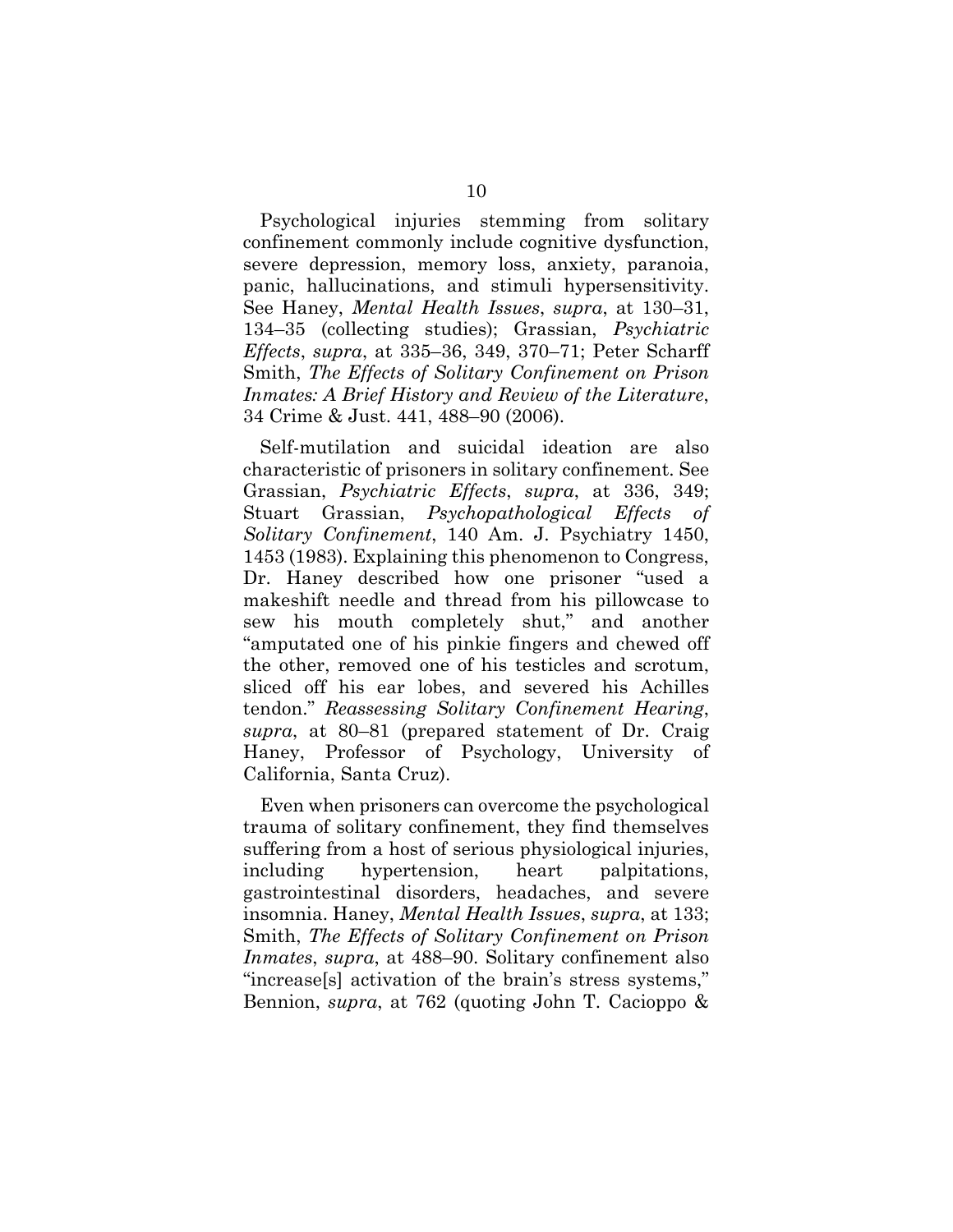Psychological injuries stemming from solitary confinement commonly include cognitive dysfunction, severe depression, memory loss, anxiety, paranoia, panic, hallucinations, and stimuli hypersensitivity. See Haney, *Mental Health Issues*, *supra*, at 130–31, 134–35 (collecting studies); Grassian, *Psychiatric Effects*, *supra*, at 335–36, 349, 370–71; Peter Scharff Smith, *The Effects of Solitary Confinement on Prison Inmates: A Brief History and Review of the Literature*, 34 Crime & Just. 441, 488–90 (2006).

Self-mutilation and suicidal ideation are also characteristic of prisoners in solitary confinement. See Grassian, *Psychiatric Effects*, *supra*, at 336, 349; Stuart Grassian, *Psychopathological Effects of Solitary Confinement*, 140 Am. J. Psychiatry 1450, 1453 (1983). Explaining this phenomenon to Congress, Dr. Haney described how one prisoner "used a makeshift needle and thread from his pillowcase to sew his mouth completely shut," and another "amputated one of his pinkie fingers and chewed off the other, removed one of his testicles and scrotum, sliced off his ear lobes, and severed his Achilles tendon." *Reassessing Solitary Confinement Hearing*, *supra*, at 80–81 (prepared statement of Dr. Craig Haney, Professor of Psychology, University of California, Santa Cruz).

Even when prisoners can overcome the psychological trauma of solitary confinement, they find themselves suffering from a host of serious physiological injuries, including hypertension, heart palpitations, gastrointestinal disorders, headaches, and severe insomnia. Haney, *Mental Health Issues*, *supra*, at 133; Smith, *The Effects of Solitary Confinement on Prison Inmates*, *supra*, at 488–90. Solitary confinement also "increase[s] activation of the brain's stress systems," Bennion, *supra*, at 762 (quoting John T. Cacioppo &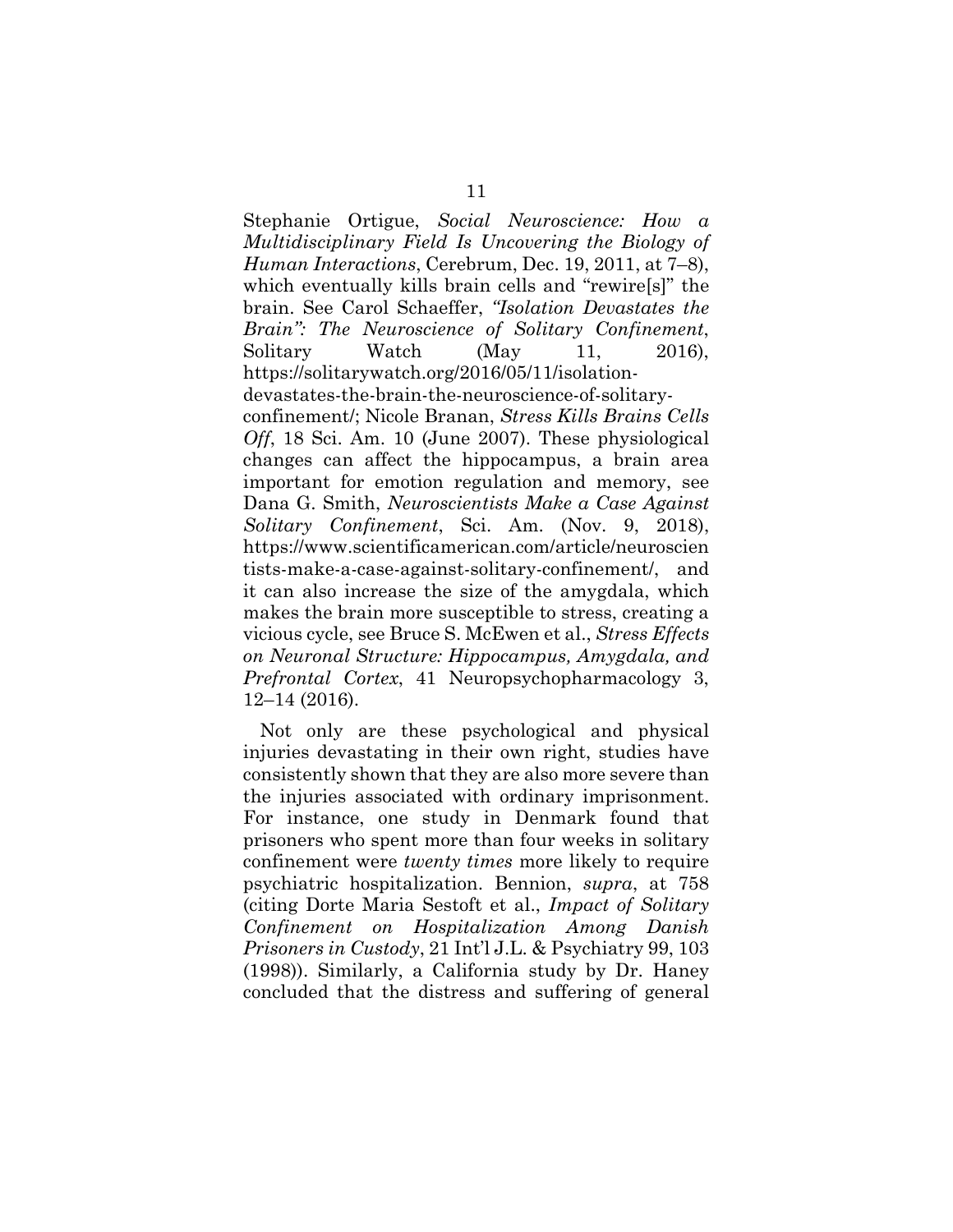Stephanie Ortigue, *Social Neuroscience: How a Multidisciplinary Field Is Uncovering the Biology of Human Interactions*, Cerebrum, Dec. 19, 2011, at 7–8), which eventually kills brain cells and "rewire[s]" the brain. See Carol Schaeffer, *"Isolation Devastates the Brain": The Neuroscience of Solitary Confinement*, Solitary Watch (May 11, 2016), https://solitarywatch.org/2016/05/11/isolation-devastates-the-brain-the-neuroscience-of-solitary-confinement/; Nicole Branan, *Stress Kills Brains Cells Off*, 18 Sci. Am. 10 (June 2007). These physiological changes can affect the hippocampus, a brain area important for emotion regulation and memory, see Dana G. Smith, *Neuroscientists Make a Case Against Solitary Confinement*, Sci. Am. (Nov. 9, 2018), https://www.scientificamerican.com/article/neuroscientists-make-a-case-against-solitary-confinement/, and it can also increase the size of the amygdala, which makes the brain more susceptible to stress, creating a vicious cycle, see Bruce S. McEwen et al., *Stress Effects on Neuronal Structure: Hippocampus, Amygdala, and Prefrontal Cortex*, 41 Neuropsychopharmacology 3, 12–14 (2016).

Not only are these psychological and physical injuries devastating in their own right, studies have consistently shown that they are also more severe than the injuries associated with ordinary imprisonment. For instance, one study in Denmark found that prisoners who spent more than four weeks in solitary confinement were *twenty times* more likely to require psychiatric hospitalization. Bennion, *supra*, at 758 (citing Dorte Maria Sestoft et al., *Impact of Solitary Confinement on Hospitalization Among Danish Prisoners in Custody*, 21 Int'l J.L. & Psychiatry 99, 103 (1998)). Similarly, a California study by Dr. Haney concluded that the distress and suffering of general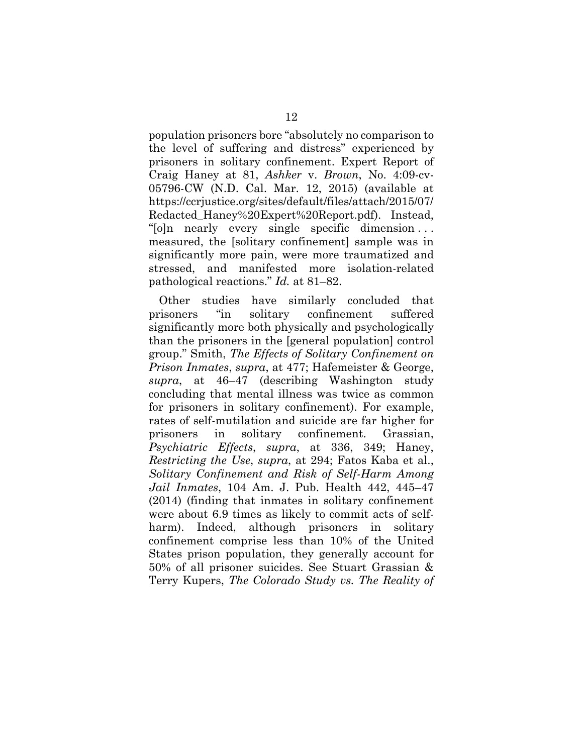population prisoners bore "absolutely no comparison to the level of suffering and distress" experienced by prisoners in solitary confinement. Expert Report of Craig Haney at 81, *Ashker* v. *Brown*, No. 4:09-cv-05796-CW (N.D. Cal. Mar. 12, 2015) (available at https://ccrjustice.org/sites/default/files/attach/2015/07/Redacted_Haney%20Expert%20Report.pdf). Instead, "[o]n nearly every single specific dimension . . . measured, the [solitary confinement] sample was in significantly more pain, were more traumatized and stressed, and manifested more isolation-related pathological reactions." *Id.* at 81–82.

Other studies have similarly concluded that prisoners "in solitary confinement suffered significantly more both physically and psychologically than the prisoners in the [general population] control group." Smith, *The Effects of Solitary Confinement on Prison Inmates*, *supra*, at 477; Hafemeister & George, *supra*, at 46–47 (describing Washington study concluding that mental illness was twice as common for prisoners in solitary confinement). For example, rates of self-mutilation and suicide are far higher for prisoners in solitary confinement. Grassian, *Psychiatric Effects*, *supra*, at 336, 349; Haney, *Restricting the Use*, *supra*, at 294; Fatos Kaba et al., *Solitary Confinement and Risk of Self-Harm Among Jail Inmates*, 104 Am. J. Pub. Health 442, 445–47 (2014) (finding that inmates in solitary confinement were about 6.9 times as likely to commit acts of self-harm). Indeed, although prisoners in solitary confinement comprise less than 10% of the United States prison population, they generally account for 50% of all prisoner suicides. See Stuart Grassian & Terry Kupers, *The Colorado Study vs. The Reality of*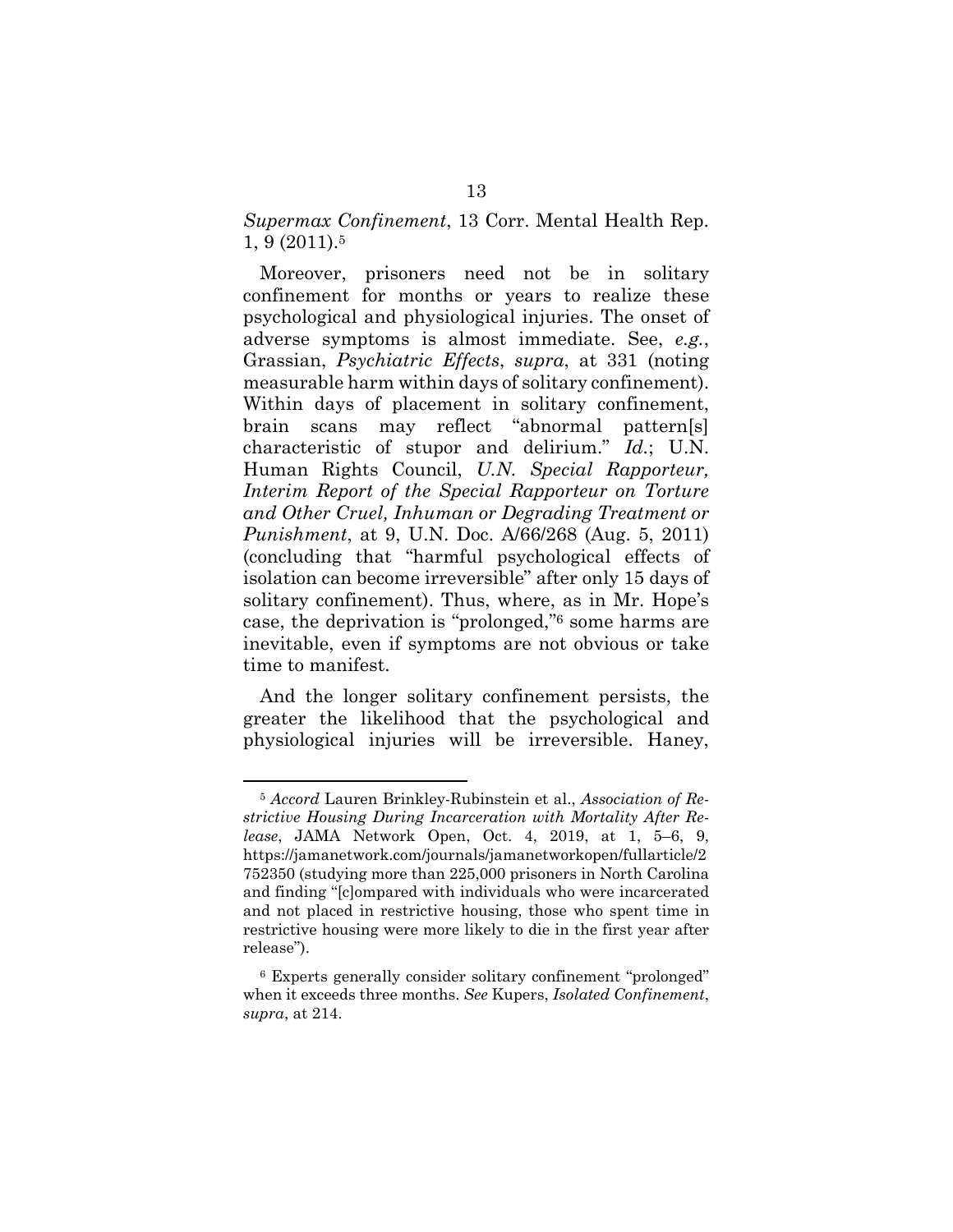*Supermax Confinement*, 13 Corr. Mental Health Rep. 1, 9 (2011).[5]

Moreover, prisoners need not be in solitary confinement for months or years to realize these psychological and physiological injuries. The onset of adverse symptoms is almost immediate. See, *e.g.*, Grassian, *Psychiatric Effects*, *supra*, at 331 (noting measurable harm within days of solitary confinement). Within days of placement in solitary confinement, brain scans may reflect "abnormal pattern[s] characteristic of stupor and delirium." *Id.*; U.N. Human Rights Council, *U.N. Special Rapporteur, Interim Report of the Special Rapporteur on Torture and Other Cruel, Inhuman or Degrading Treatment or Punishment*, at 9, U.N. Doc. A/66/268 (Aug. 5, 2011) (concluding that "harmful psychological effects of isolation can become irreversible" after only 15 days of solitary confinement). Thus, where, as in Mr. Hope's case, the deprivation is "prolonged,"[6] some harms are inevitable, even if symptoms are not obvious or take time to manifest.

And the longer solitary confinement persists, the greater the likelihood that the psychological and physiological injuries will be irreversible. Haney,

---

[5] *Accord* Lauren Brinkley-Rubinstein et al., *Association of Restrictive Housing During Incarceration with Mortality After Release*, JAMA Network Open, Oct. 4, 2019, at 1, 5–6, 9, https://jamanetwork.com/journals/jamanetworkopen/fullarticle/2752350 (studying more than 225,000 prisoners in North Carolina and finding "[c]ompared with individuals who were incarcerated and not placed in restrictive housing, those who spent time in restrictive housing were more likely to die in the first year after release").

[6] Experts generally consider solitary confinement "prolonged" when it exceeds three months. *See* Kupers, *Isolated Confinement*, *supra*, at 214.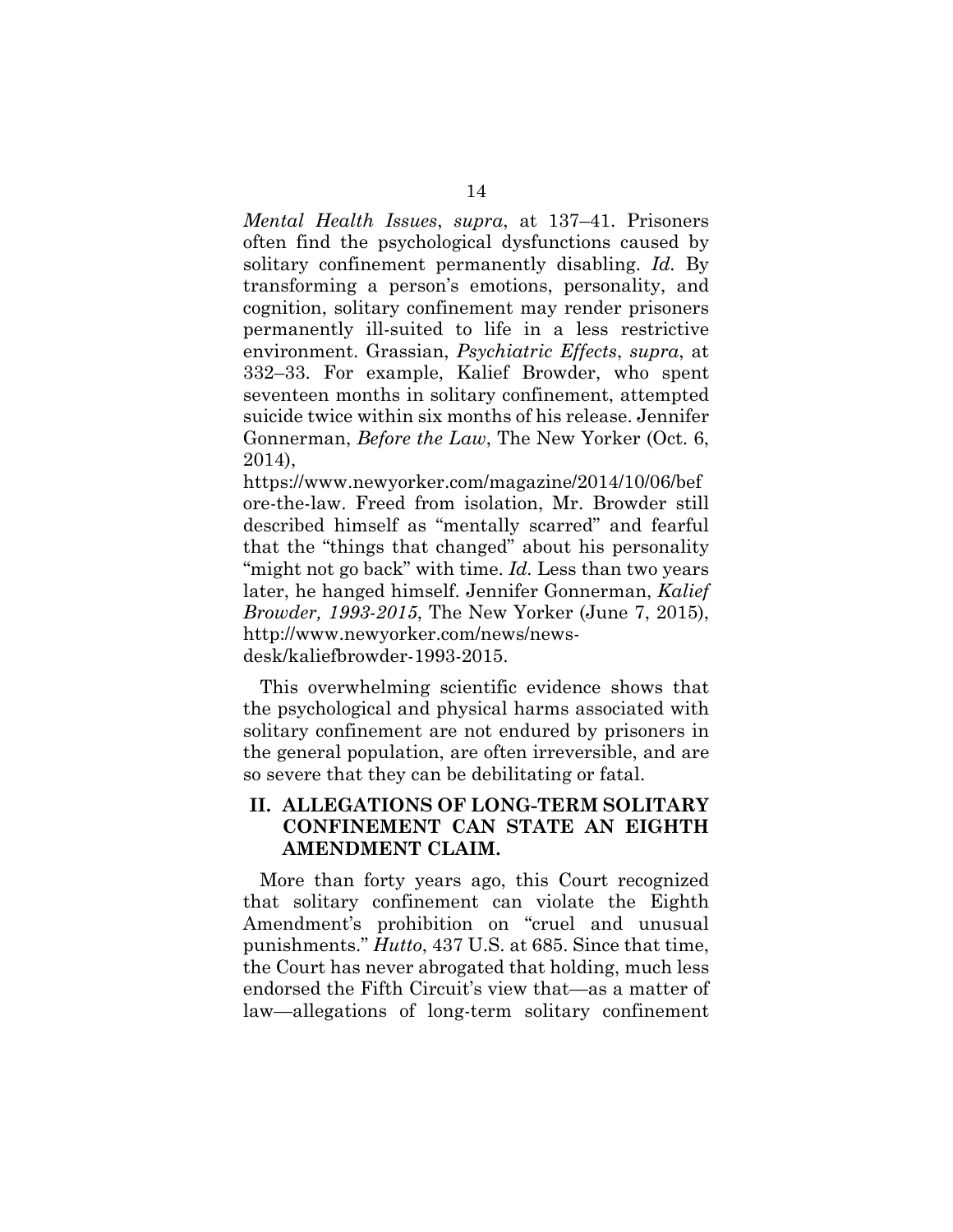*Mental Health Issues*, *supra*, at 137–41. Prisoners often find the psychological dysfunctions caused by solitary confinement permanently disabling. *Id.* By transforming a person's emotions, personality, and cognition, solitary confinement may render prisoners permanently ill-suited to life in a less restrictive environment. Grassian, *Psychiatric Effects*, *supra*, at 332–33. For example, Kalief Browder, who spent seventeen months in solitary confinement, attempted suicide twice within six months of his release. Jennifer Gonnerman, *Before the Law*, The New Yorker (Oct. 6, 2014), https://www.newyorker.com/magazine/2014/10/06/before-the-law. Freed from isolation, Mr. Browder still described himself as "mentally scarred" and fearful that the "things that changed" about his personality "might not go back" with time. *Id.* Less than two years later, he hanged himself. Jennifer Gonnerman, *Kalief Browder, 1993-2015*, The New Yorker (June 7, 2015), http://www.newyorker.com/news/news-desk/kaliefbrowder-1993-2015.

This overwhelming scientific evidence shows that the psychological and physical harms associated with solitary confinement are not endured by prisoners in the general population, are often irreversible, and are so severe that they can be debilitating or fatal.

## II. ALLEGATIONS OF LONG-TERM SOLITARY CONFINEMENT CAN STATE AN EIGHTH AMENDMENT CLAIM.

More than forty years ago, this Court recognized that solitary confinement can violate the Eighth Amendment's prohibition on "cruel and unusual punishments." *Hutto*, 437 U.S. at 685. Since that time, the Court has never abrogated that holding, much less endorsed the Fifth Circuit's view that—as a matter of law—allegations of long-term solitary confinement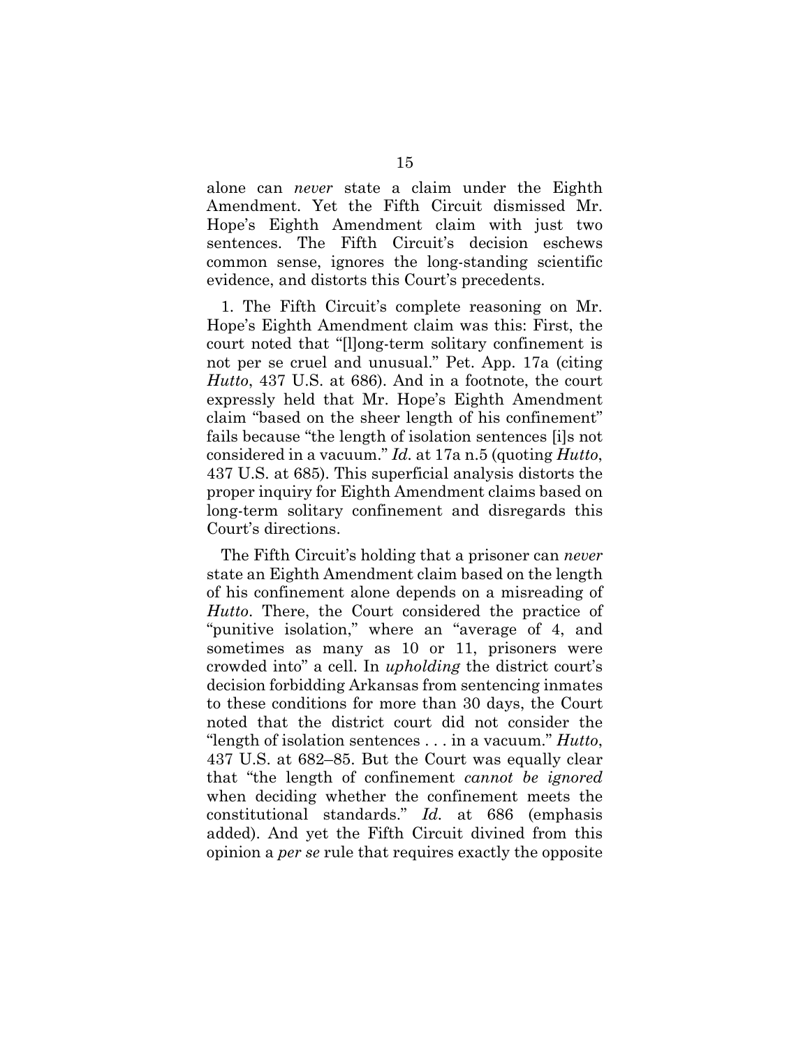alone can *never* state a claim under the Eighth Amendment. Yet the Fifth Circuit dismissed Mr. Hope's Eighth Amendment claim with just two sentences. The Fifth Circuit's decision eschews common sense, ignores the long-standing scientific evidence, and distorts this Court's precedents.

1. The Fifth Circuit's complete reasoning on Mr. Hope's Eighth Amendment claim was this: First, the court noted that "[l]ong-term solitary confinement is not per se cruel and unusual." Pet. App. 17a (citing *Hutto*, 437 U.S. at 686). And in a footnote, the court expressly held that Mr. Hope's Eighth Amendment claim "based on the sheer length of his confinement" fails because "the length of isolation sentences [i]s not considered in a vacuum." *Id.* at 17a n.5 (quoting *Hutto*, 437 U.S. at 685). This superficial analysis distorts the proper inquiry for Eighth Amendment claims based on long-term solitary confinement and disregards this Court's directions.

The Fifth Circuit's holding that a prisoner can *never* state an Eighth Amendment claim based on the length of his confinement alone depends on a misreading of *Hutto*. There, the Court considered the practice of "punitive isolation," where an "average of 4, and sometimes as many as 10 or 11, prisoners were crowded into" a cell. In *upholding* the district court's decision forbidding Arkansas from sentencing inmates to these conditions for more than 30 days, the Court noted that the district court did not consider the "length of isolation sentences . . . in a vacuum." *Hutto*, 437 U.S. at 682–85. But the Court was equally clear that "the length of confinement *cannot be ignored* when deciding whether the confinement meets the constitutional standards." *Id.* at 686 (emphasis added). And yet the Fifth Circuit divined from this opinion a *per se* rule that requires exactly the opposite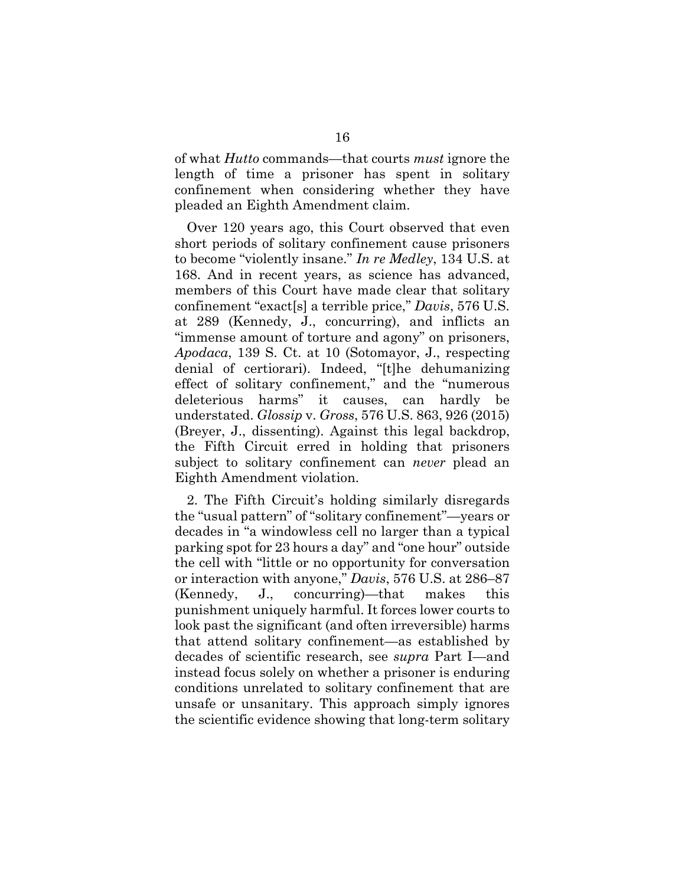of what *Hutto* commands—that courts *must* ignore the length of time a prisoner has spent in solitary confinement when considering whether they have pleaded an Eighth Amendment claim.

Over 120 years ago, this Court observed that even short periods of solitary confinement cause prisoners to become "violently insane." *In re Medley*, 134 U.S. at 168. And in recent years, as science has advanced, members of this Court have made clear that solitary confinement "exact[s] a terrible price," *Davis*, 576 U.S. at 289 (Kennedy, J., concurring), and inflicts an "immense amount of torture and agony" on prisoners, *Apodaca*, 139 S. Ct. at 10 (Sotomayor, J., respecting denial of certiorari). Indeed, "[t]he dehumanizing effect of solitary confinement," and the "numerous deleterious harms" it causes, can hardly be understated. *Glossip* v. *Gross*, 576 U.S. 863, 926 (2015) (Breyer, J., dissenting). Against this legal backdrop, the Fifth Circuit erred in holding that prisoners subject to solitary confinement can *never* plead an Eighth Amendment violation.

2. The Fifth Circuit's holding similarly disregards the "usual pattern" of "solitary confinement"—years or decades in "a windowless cell no larger than a typical parking spot for 23 hours a day" and "one hour" outside the cell with "little or no opportunity for conversation or interaction with anyone," *Davis*, 576 U.S. at 286–87 (Kennedy, J., concurring)—that makes this punishment uniquely harmful. It forces lower courts to look past the significant (and often irreversible) harms that attend solitary confinement—as established by decades of scientific research, see *supra* Part I—and instead focus solely on whether a prisoner is enduring conditions unrelated to solitary confinement that are unsafe or unsanitary. This approach simply ignores the scientific evidence showing that long-term solitary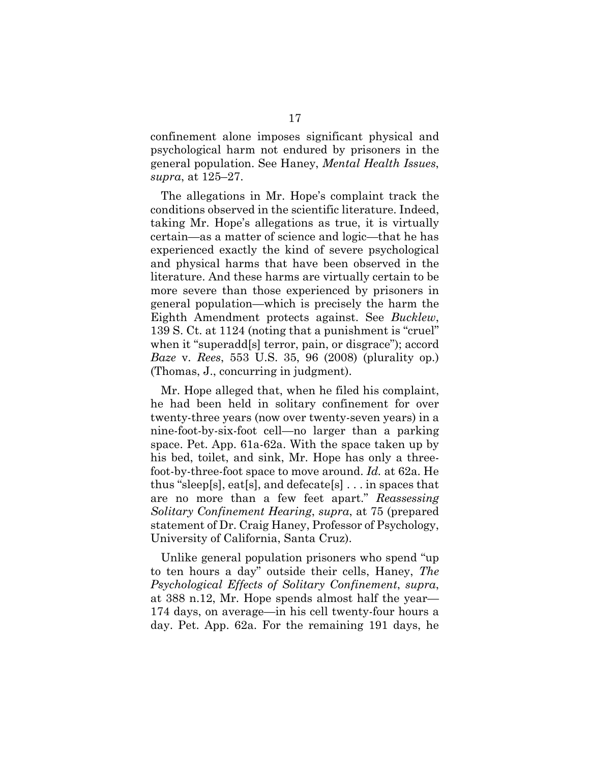confinement alone imposes significant physical and psychological harm not endured by prisoners in the general population. See Haney, *Mental Health Issues*, *supra*, at 125–27.

The allegations in Mr. Hope's complaint track the conditions observed in the scientific literature. Indeed, taking Mr. Hope's allegations as true, it is virtually certain—as a matter of science and logic—that he has experienced exactly the kind of severe psychological and physical harms that have been observed in the literature. And these harms are virtually certain to be more severe than those experienced by prisoners in general population—which is precisely the harm the Eighth Amendment protects against. See *Bucklew*, 139 S. Ct. at 1124 (noting that a punishment is "cruel" when it "superadd[s] terror, pain, or disgrace"); accord *Baze* v. *Rees*, 553 U.S. 35, 96 (2008) (plurality op.) (Thomas, J., concurring in judgment).

Mr. Hope alleged that, when he filed his complaint, he had been held in solitary confinement for over twenty-three years (now over twenty-seven years) in a nine-foot-by-six-foot cell—no larger than a parking space. Pet. App. 61a-62a. With the space taken up by his bed, toilet, and sink, Mr. Hope has only a three-foot-by-three-foot space to move around. *Id.* at 62a. He thus "sleep[s], eat[s], and defecate[s] . . . in spaces that are no more than a few feet apart." *Reassessing Solitary Confinement Hearing*, *supra*, at 75 (prepared statement of Dr. Craig Haney, Professor of Psychology, University of California, Santa Cruz).

Unlike general population prisoners who spend "up to ten hours a day" outside their cells, Haney, *The Psychological Effects of Solitary Confinement*, *supra*, at 388 n.12, Mr. Hope spends almost half the year—174 days, on average—in his cell twenty-four hours a day. Pet. App. 62a. For the remaining 191 days, he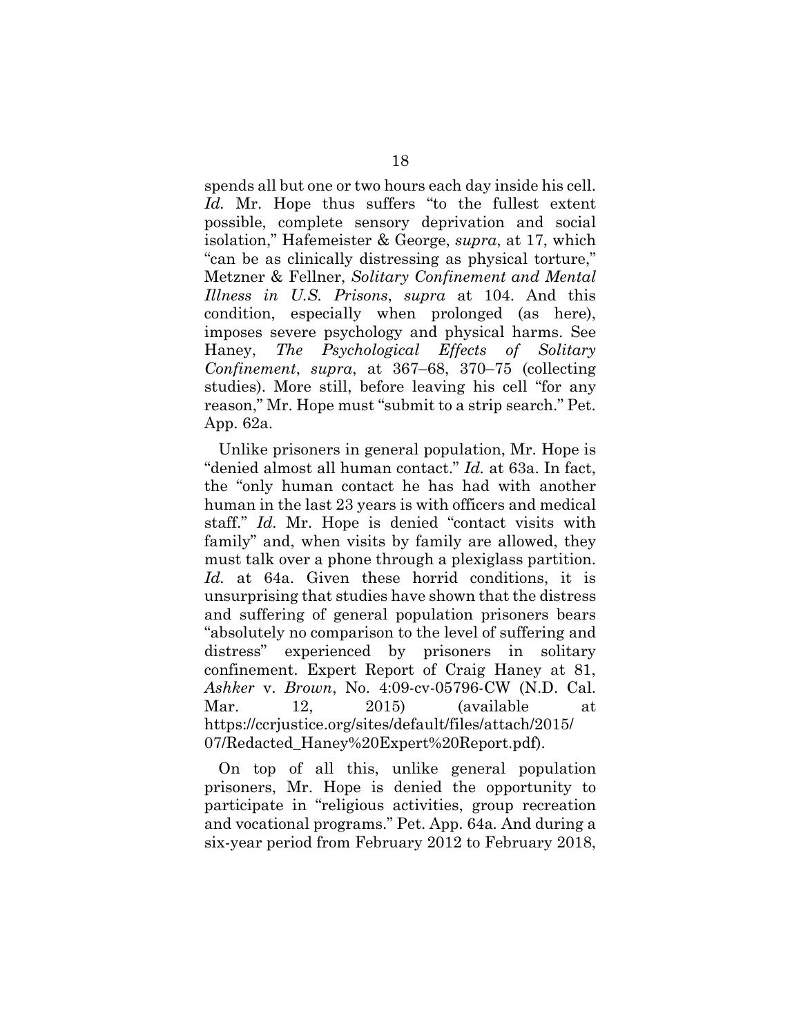spends all but one or two hours each day inside his cell. *Id.* Mr. Hope thus suffers "to the fullest extent possible, complete sensory deprivation and social isolation," Hafemeister & George, *supra*, at 17, which "can be as clinically distressing as physical torture," Metzner & Fellner, *Solitary Confinement and Mental Illness in U.S. Prisons*, *supra* at 104. And this condition, especially when prolonged (as here), imposes severe psychology and physical harms. See Haney, *The Psychological Effects of Solitary Confinement*, *supra*, at 367–68, 370–75 (collecting studies). More still, before leaving his cell "for any reason," Mr. Hope must "submit to a strip search." Pet. App. 62a.

Unlike prisoners in general population, Mr. Hope is "denied almost all human contact." *Id.* at 63a. In fact, the "only human contact he has had with another human in the last 23 years is with officers and medical staff." *Id.* Mr. Hope is denied "contact visits with family" and, when visits by family are allowed, they must talk over a phone through a plexiglass partition. *Id.* at 64a. Given these horrid conditions, it is unsurprising that studies have shown that the distress and suffering of general population prisoners bears "absolutely no comparison to the level of suffering and distress" experienced by prisoners in solitary confinement. Expert Report of Craig Haney at 81, *Ashker* v. *Brown*, No. 4:09-cv-05796-CW (N.D. Cal. Mar. 12, 2015) (available at https://ccrjustice.org/sites/default/files/attach/2015/07/Redacted_Haney%20Expert%20Report.pdf).

On top of all this, unlike general population prisoners, Mr. Hope is denied the opportunity to participate in "religious activities, group recreation and vocational programs." Pet. App. 64a. And during a six-year period from February 2012 to February 2018,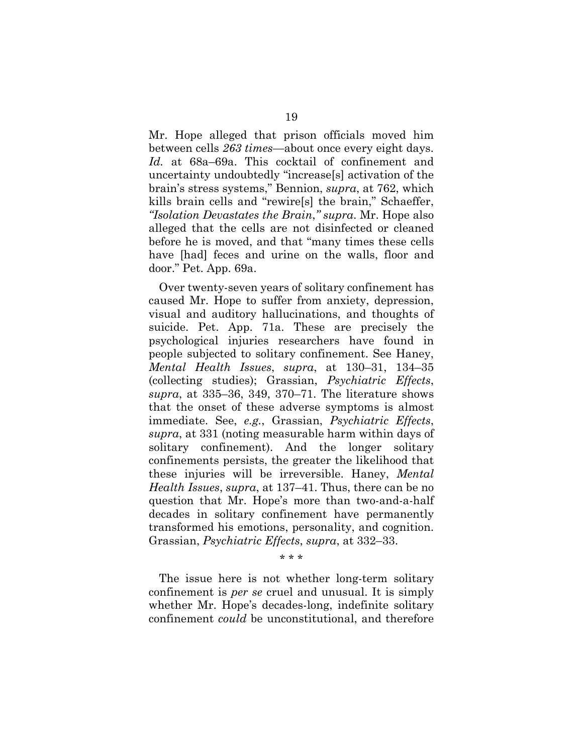Mr. Hope alleged that prison officials moved him between cells *263 times*—about once every eight days. *Id.* at 68a–69a. This cocktail of confinement and uncertainty undoubtedly "increase[s] activation of the brain's stress systems," Bennion, *supra*, at 762, which kills brain cells and "rewire[s] the brain," Schaeffer, *"Isolation Devastates the Brain," supra*. Mr. Hope also alleged that the cells are not disinfected or cleaned before he is moved, and that "many times these cells have [had] feces and urine on the walls, floor and door." Pet. App. 69a.

Over twenty-seven years of solitary confinement has caused Mr. Hope to suffer from anxiety, depression, visual and auditory hallucinations, and thoughts of suicide. Pet. App. 71a. These are precisely the psychological injuries researchers have found in people subjected to solitary confinement. See Haney, *Mental Health Issues*, *supra*, at 130–31, 134–35 (collecting studies); Grassian, *Psychiatric Effects*, *supra*, at 335–36, 349, 370–71. The literature shows that the onset of these adverse symptoms is almost immediate. See, *e.g.*, Grassian, *Psychiatric Effects*, *supra*, at 331 (noting measurable harm within days of solitary confinement). And the longer solitary confinements persists, the greater the likelihood that these injuries will be irreversible. Haney, *Mental Health Issues*, *supra*, at 137–41. Thus, there can be no question that Mr. Hope's more than two-and-a-half decades in solitary confinement have permanently transformed his emotions, personality, and cognition. Grassian, *Psychiatric Effects*, *supra*, at 332–33.

\* \* \*

The issue here is not whether long-term solitary confinement is *per se* cruel and unusual. It is simply whether Mr. Hope's decades-long, indefinite solitary confinement *could* be unconstitutional, and therefore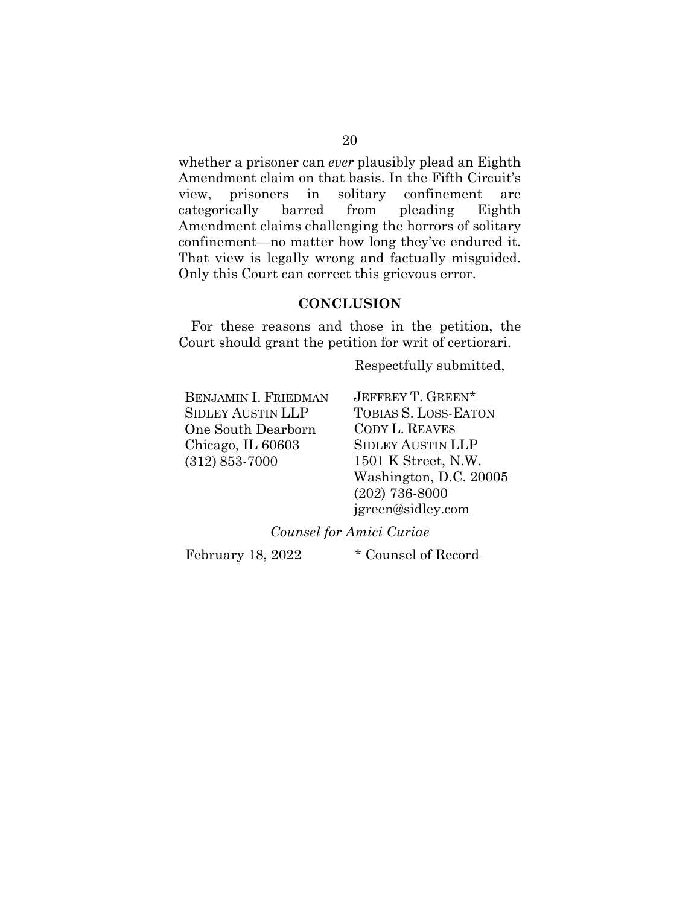whether a prisoner can *ever* plausibly plead an Eighth Amendment claim on that basis. In the Fifth Circuit's view, prisoners in solitary confinement are categorically barred from pleading Eighth Amendment claims challenging the horrors of solitary confinement—no matter how long they've endured it. That view is legally wrong and factually misguided. Only this Court can correct this grievous error.

## CONCLUSION

For these reasons and those in the petition, the Court should grant the petition for writ of certiorari.

Respectfully submitted,

BENJAMIN I. FRIEDMAN
SIDLEY AUSTIN LLP
One South Dearborn
Chicago, IL 60603
(312) 853-7000

JEFFREY T. GREEN*
TOBIAS S. LOSS-EATON
CODY L. REAVES
SIDLEY AUSTIN LLP
1501 K Street, N.W.
Washington, D.C. 20005
(202) 736-8000
jgreen@sidley.com

*Counsel for Amici Curiae*

February 18, 2022

\* Counsel of Record